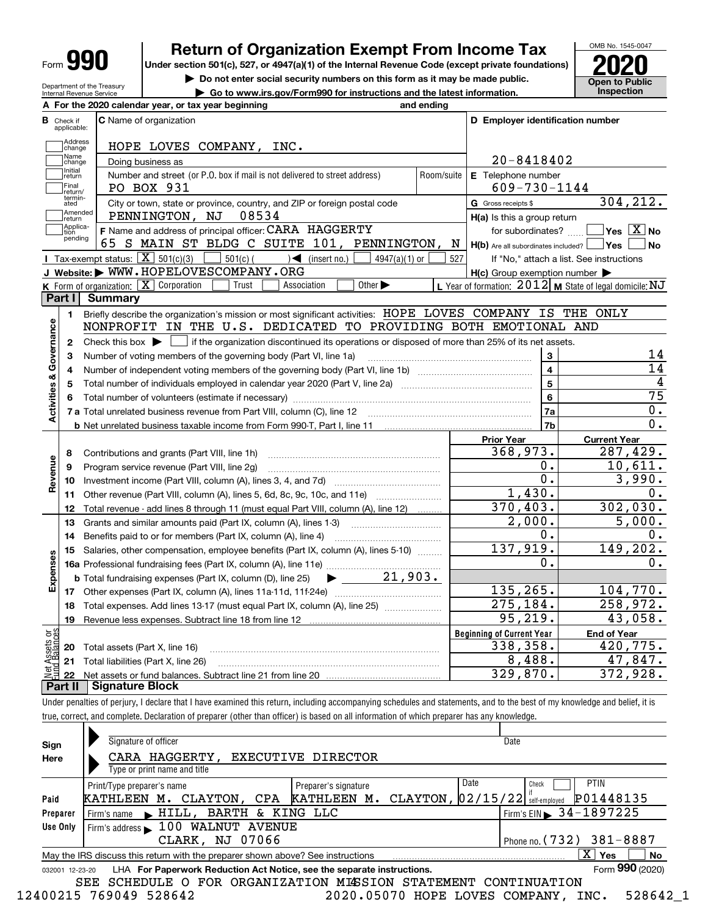# Form 990 — Return of Organization Exempt From Income Tax (2020)

Under section 501(c), 527, or 4947(a)(1) of the Internal Revenue Code (except private foundations)

▶ Do not enter social security numbers on this form as it may be made public.

▶ Go to www.irs.gov/Form990 for instructions and the latest information.

OMB No. 1545-0047 — Open to Public Inspection

Department of the Treasury, Internal Revenue Service

**A** For the 2020 calendar year, or tax year beginning and ending

**B** Check if applicable: Address change, Name change, Initial return, Final return/terminated, Amended return, Application pending

**C** Name of organization: HOPE LOVES COMPANY, INC.

Doing business as

Number and street (or P.O. box if mail is not delivered to street address): PO BOX 931 — Room/suite

City or town, state or province, country, and ZIP or foreign postal code: PENNINGTON, NJ 08534

**D** Employer identification number: 20-8418402

**E** Telephone number: 609-730-1144

**G** Gross receipts $ 304,212.

**F** Name and address of principal officer: CARA HAGGERTY, 65 S MAIN ST BLDG C SUITE 101, PENNINGTON, N

**H(a)** Is this a group return for subordinates? Yes [ ] No [X]

**H(b)** Are all subordinates included? Yes [ ] No [ ] — If "No," attach a list. See instructions

**H(c)** Group exemption number ▶

**I** Tax-exempt status: [X] 501(c)(3) [ ] 501(c) ( ) ◀ (insert no.) [ ] 4947(a)(1) or [ ] 527

**J** Website: ▶ WWW.HOPELOVESCOMPANY.ORG

**K** Form of organization: [X] Corporation [ ] Trust [ ] Association [ ] Other ▶

**L** Year of formation: 2012 **M** State of legal domicile: NJ

## Part I Summary

**Activities & Governance**

1. Briefly describe the organization's mission or most significant activities: HOPE LOVES COMPANY IS THE ONLY NONPROFIT IN THE U.S. DEDICATED TO PROVIDING BOTH EMOTIONAL AND
2. Check this box ▶ [ ] if the organization discontinued its operations or disposed of more than 25% of its net assets.

| | | | |
|---|---|---|---|
| 3 | Number of voting members of the governing body (Part VI, line 1a) | 3 | 14 |
| 4 | Number of independent voting members of the governing body (Part VI, line 1b) | 4 | 14 |
| 5 | Total number of individuals employed in calendar year 2020 (Part V, line 2a) | 5 | 4 |
| 6 | Total number of volunteers (estimate if necessary) | 6 | 75 |
| 7a | Total unrelated business revenue from Part VIII, column (C), line 12 | 7a | 0. |
| b | Net unrelated business taxable income from Form 990-T, Part I, line 11 | 7b | 0. |

| | | Prior Year | Current Year |
|---|---|---|---|
| **Revenue** | | | |
| 8 | Contributions and grants (Part VIII, line 1h) | 368,973. | 287,429. |
| 9 | Program service revenue (Part VIII, line 2g) | 0. | 10,611. |
| 10 | Investment income (Part VIII, column (A), lines 3, 4, and 7d) | 0. | 3,990. |
| 11 | Other revenue (Part VIII, column (A), lines 5, 6d, 8c, 9c, 10c, and 11e) | 1,430. | 0. |
| 12 | Total revenue - add lines 8 through 11 (must equal Part VIII, column (A), line 12) | 370,403. | 302,030. |
| **Expenses** | | | |
| 13 | Grants and similar amounts paid (Part IX, column (A), lines 1-3) | 2,000. | 5,000. |
| 14 | Benefits paid to or for members (Part IX, column (A), line 4) | 0. | 0. |
| 15 | Salaries, other compensation, employee benefits (Part IX, column (A), lines 5-10) | 137,919. | 149,202. |
| 16a | Professional fundraising fees (Part IX, column (A), line 11e) | 0. | 0. |
| b | Total fundraising expenses (Part IX, column (D), line 25) ▶ 21,903. | | |
| 17 | Other expenses (Part IX, column (A), lines 11a-11d, 11f-24e) | 135,265. | 104,770. |
| 18 | Total expenses. Add lines 13-17 (must equal Part IX, column (A), line 25) | 275,184. | 258,972. |
| 19 | Revenue less expenses. Subtract line 18 from line 12 | 95,219. | 43,058. |

| | **Net Assets or Fund Balances** | Beginning of Current Year | End of Year |
|---|---|---|---|
| 20 | Total assets (Part X, line 16) | 338,358. | 420,775. |
| 21 | Total liabilities (Part X, line 26) | 8,488. | 47,847. |
| 22 | Net assets or fund balances. Subtract line 21 from line 20 | 329,870. | 372,928. |

## Part II Signature Block

Under penalties of perjury, I declare that I have examined this return, including accompanying schedules and statements, and to the best of my knowledge and belief, it is true, correct, and complete. Declaration of preparer (other than officer) is based on all information of which preparer has any knowledge.

**Sign Here**

Signature of officer — Date

CARA HAGGERTY, EXECUTIVE DIRECTOR
Type or print name and title

**Paid Preparer Use Only**

| Print/Type preparer's name | Preparer's signature | Date | Check if self-employed | PTIN |
|---|---|---|---|---|
| KATHLEEN M. CLAYTON, CPA | KATHLEEN M. CLAYTON, | 02/15/22 | [ ] | P01448135 |

Firm's name ▶ HILL, BARTH & KING LLC — Firm's EIN ▶ 34-1897225

Firm's address ▶ 100 WALNUT AVENUE, CLARK, NJ 07066 — Phone no. (732) 381-8887

May the IRS discuss this return with the preparer shown above? See instructions [X] Yes [ ] No

032001 12-23-20 LHA For Paperwork Reduction Act Notice, see the separate instructions. Form **990** (2020)

SEE SCHEDULE O FOR ORGANIZATION MISSION STATEMENT CONTINUATION

12400215 769049 528642 2020.05070 HOPE LOVES COMPANY, INC. 528642_1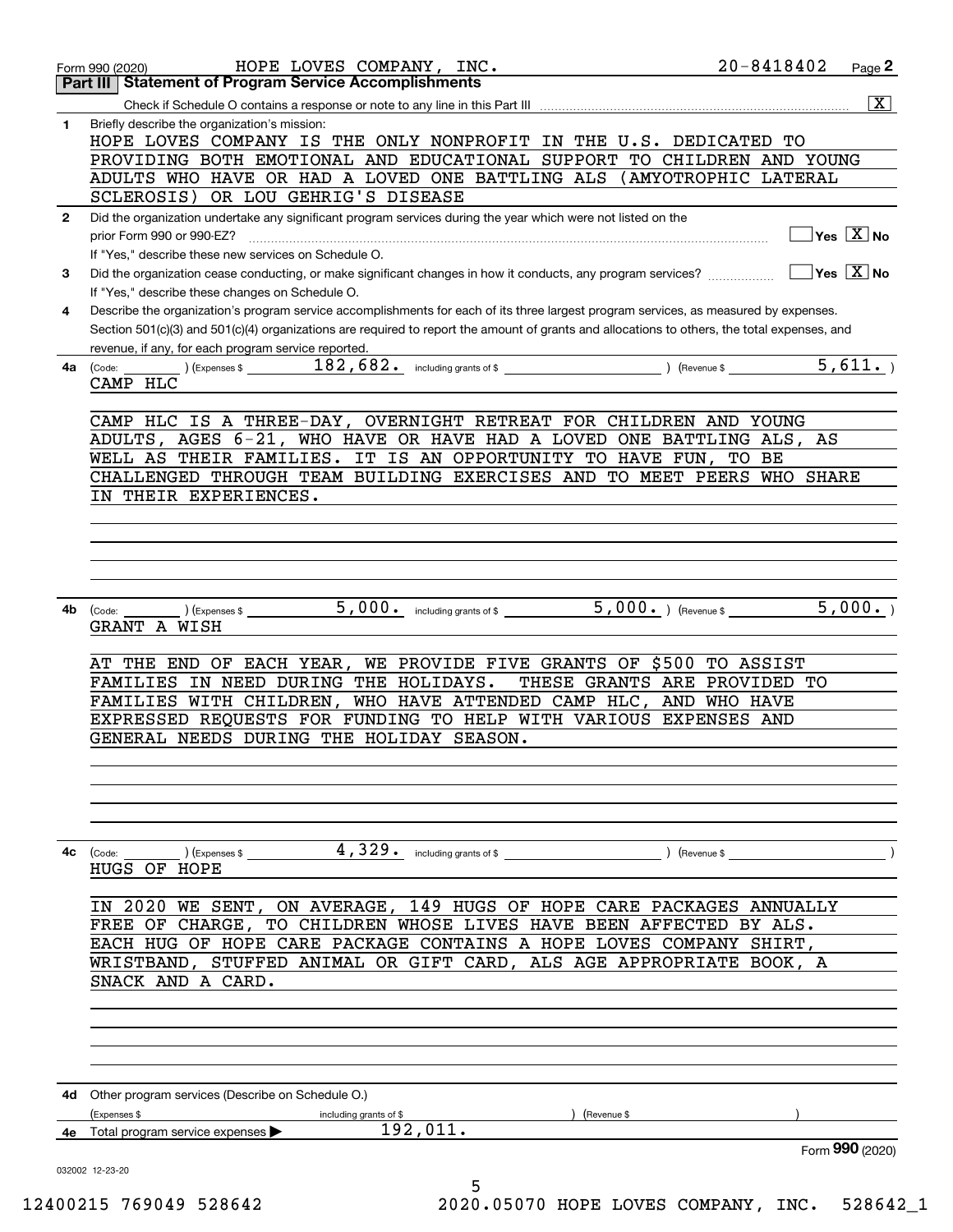Form 990 (2020) HOPE LOVES COMPANY, INC. 20-8418402 Page 2

## Part III Statement of Program Service Accomplishments

Check if Schedule O contains a response or note to any line in this Part III [X]

**1** Briefly describe the organization's mission:

HOPE LOVES COMPANY IS THE ONLY NONPROFIT IN THE U.S. DEDICATED TO PROVIDING BOTH EMOTIONAL AND EDUCATIONAL SUPPORT TO CHILDREN AND YOUNG ADULTS WHO HAVE OR HAD A LOVED ONE BATTLING ALS (AMYOTROPHIC LATERAL SCLEROSIS) OR LOU GEHRIG'S DISEASE

**2** Did the organization undertake any significant program services during the year which were not listed on the prior Form 990 or 990-EZ? [ ] Yes [X] No

If "Yes," describe these new services on Schedule O.

**3** Did the organization cease conducting, or make significant changes in how it conducts, any program services? [ ] Yes [X] No

If "Yes," describe these changes on Schedule O.

**4** Describe the organization's program service accomplishments for each of its three largest program services, as measured by expenses. Section 501(c)(3) and 501(c)(4) organizations are required to report the amount of grants and allocations to others, the total expenses, and revenue, if any, for each program service reported.

**4a** (Code: ) (Expenses $ 182,682. including grants of $ ) (Revenue $ 5,611. )

CAMP HLC

CAMP HLC IS A THREE-DAY, OVERNIGHT RETREAT FOR CHILDREN AND YOUNG ADULTS, AGES 6-21, WHO HAVE OR HAVE HAD A LOVED ONE BATTLING ALS, AS WELL AS THEIR FAMILIES. IT IS AN OPPORTUNITY TO HAVE FUN, TO BE CHALLENGED THROUGH TEAM BUILDING EXERCISES AND TO MEET PEERS WHO SHARE IN THEIR EXPERIENCES.

**4b** (Code: ) (Expenses $ 5,000. including grants of $ 5,000. ) (Revenue $ 5,000. )

GRANT A WISH

AT THE END OF EACH YEAR, WE PROVIDE FIVE GRANTS OF $500 TO ASSIST FAMILIES IN NEED DURING THE HOLIDAYS. THESE GRANTS ARE PROVIDED TO FAMILIES WITH CHILDREN, WHO HAVE ATTENDED CAMP HLC, AND WHO HAVE EXPRESSED REQUESTS FOR FUNDING TO HELP WITH VARIOUS EXPENSES AND GENERAL NEEDS DURING THE HOLIDAY SEASON.

**4c** (Code: ) (Expenses $ 4,329. including grants of $ ) (Revenue $ )

HUGS OF HOPE

IN 2020 WE SENT, ON AVERAGE, 149 HUGS OF HOPE CARE PACKAGES ANNUALLY FREE OF CHARGE, TO CHILDREN WHOSE LIVES HAVE BEEN AFFECTED BY ALS. EACH HUG OF HOPE CARE PACKAGE CONTAINS A HOPE LOVES COMPANY SHIRT, WRISTBAND, STUFFED ANIMAL OR GIFT CARD, ALS AGE APPROPRIATE BOOK, A SNACK AND A CARD.

**4d** Other program services (Describe on Schedule O.)

(Expenses $ including grants of $ ) (Revenue $ )

**4e** Total program service expenses ▶ 192,011.

Form **990** (2020)

032002 12-23-20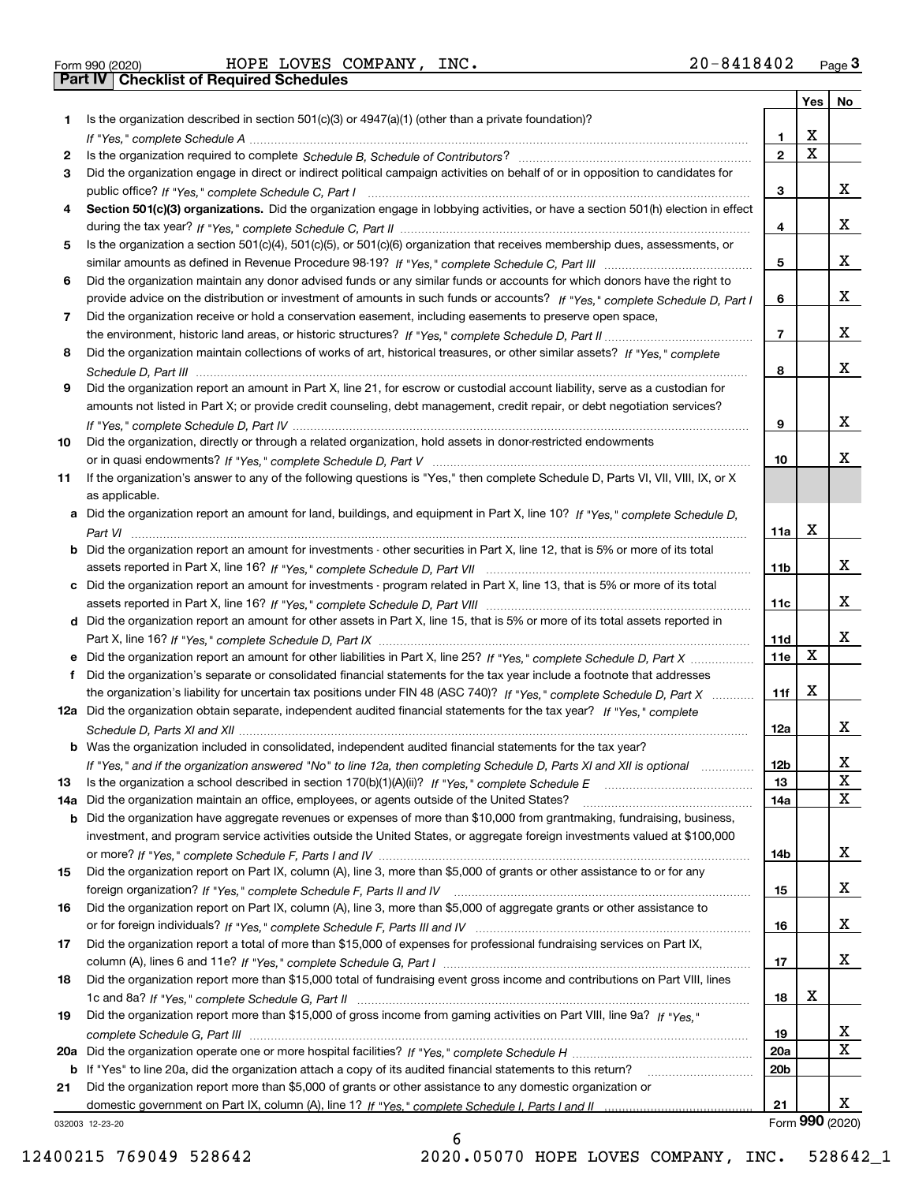Form 990 (2020) HOPE LOVES COMPANY, INC. 20-8418402 Page 3

## Part IV Checklist of Required Schedules

| | | | Yes | No |
|---|---|---|---|---|
| 1 | Is the organization described in section 501(c)(3) or 4947(a)(1) (other than a private foundation)? *If "Yes," complete Schedule A* | 1 | X | |
| 2 | Is the organization required to complete *Schedule B, Schedule of Contributors*? | 2 | X | |
| 3 | Did the organization engage in direct or indirect political campaign activities on behalf of or in opposition to candidates for public office? *If "Yes," complete Schedule C, Part I* | 3 | | X |
| 4 | **Section 501(c)(3) organizations.** Did the organization engage in lobbying activities, or have a section 501(h) election in effect during the tax year? *If "Yes," complete Schedule C, Part II* | 4 | | X |
| 5 | Is the organization a section 501(c)(4), 501(c)(5), or 501(c)(6) organization that receives membership dues, assessments, or similar amounts as defined in Revenue Procedure 98-19? *If "Yes," complete Schedule C, Part III* | 5 | | X |
| 6 | Did the organization maintain any donor advised funds or any similar funds or accounts for which donors have the right to provide advice on the distribution or investment of amounts in such funds or accounts? *If "Yes," complete Schedule D, Part I* | 6 | | X |
| 7 | Did the organization receive or hold a conservation easement, including easements to preserve open space, the environment, historic land areas, or historic structures? *If "Yes," complete Schedule D, Part II* | 7 | | X |
| 8 | Did the organization maintain collections of works of art, historical treasures, or other similar assets? *If "Yes," complete Schedule D, Part III* | 8 | | X |
| 9 | Did the organization report an amount in Part X, line 21, for escrow or custodial account liability, serve as a custodian for amounts not listed in Part X; or provide credit counseling, debt management, credit repair, or debt negotiation services? *If "Yes," complete Schedule D, Part IV* | 9 | | X |
| 10 | Did the organization, directly or through a related organization, hold assets in donor-restricted endowments or in quasi endowments? *If "Yes," complete Schedule D, Part V* | 10 | | X |
| 11 | If the organization's answer to any of the following questions is "Yes," then complete Schedule D, Parts VI, VII, VIII, IX, or X as applicable. | | | |
| a | Did the organization report an amount for land, buildings, and equipment in Part X, line 10? *If "Yes," complete Schedule D, Part VI* | 11a | X | |
| b | Did the organization report an amount for investments - other securities in Part X, line 12, that is 5% or more of its total assets reported in Part X, line 16? *If "Yes," complete Schedule D, Part VII* | 11b | | X |
| c | Did the organization report an amount for investments - program related in Part X, line 13, that is 5% or more of its total assets reported in Part X, line 16? *If "Yes," complete Schedule D, Part VIII* | 11c | | X |
| d | Did the organization report an amount for other assets in Part X, line 15, that is 5% or more of its total assets reported in Part X, line 16? *If "Yes," complete Schedule D, Part IX* | 11d | | X |
| e | Did the organization report an amount for other liabilities in Part X, line 25? *If "Yes," complete Schedule D, Part X* | 11e | X | |
| f | Did the organization's separate or consolidated financial statements for the tax year include a footnote that addresses the organization's liability for uncertain tax positions under FIN 48 (ASC 740)? *If "Yes," complete Schedule D, Part X* | 11f | X | |
| 12a | Did the organization obtain separate, independent audited financial statements for the tax year? *If "Yes," complete Schedule D, Parts XI and XII* | 12a | | X |
| b | Was the organization included in consolidated, independent audited financial statements for the tax year? *If "Yes," and if the organization answered "No" to line 12a, then completing Schedule D, Parts XI and XII is optional* | 12b | | X |
| 13 | Is the organization a school described in section 170(b)(1)(A)(ii)? *If "Yes," complete Schedule E* | 13 | | X |
| 14a | Did the organization maintain an office, employees, or agents outside of the United States? | 14a | | X |
| b | Did the organization have aggregate revenues or expenses of more than $10,000 from grantmaking, fundraising, business, investment, and program service activities outside the United States, or aggregate foreign investments valued at $100,000 or more? *If "Yes," complete Schedule F, Parts I and IV* | 14b | | X |
| 15 | Did the organization report on Part IX, column (A), line 3, more than $5,000 of grants or other assistance to or for any foreign organization? *If "Yes," complete Schedule F, Parts II and IV* | 15 | | X |
| 16 | Did the organization report on Part IX, column (A), line 3, more than $5,000 of aggregate grants or other assistance to or for foreign individuals? *If "Yes," complete Schedule F, Parts III and IV* | 16 | | X |
| 17 | Did the organization report a total of more than $15,000 of expenses for professional fundraising services on Part IX, column (A), lines 6 and 11e? *If "Yes," complete Schedule G, Part I* | 17 | | X |
| 18 | Did the organization report more than $15,000 total of fundraising event gross income and contributions on Part VIII, lines 1c and 8a? *If "Yes," complete Schedule G, Part II* | 18 | X | |
| 19 | Did the organization report more than $15,000 of gross income from gaming activities on Part VIII, line 9a? *If "Yes," complete Schedule G, Part III* | 19 | | X |
| 20a | Did the organization operate one or more hospital facilities? *If "Yes," complete Schedule H* | 20a | | X |
| b | If "Yes" to line 20a, did the organization attach a copy of its audited financial statements to this return? | 20b | | |
| 21 | Did the organization report more than $5,000 of grants or other assistance to any domestic organization or domestic government on Part IX, column (A), line 1? *If "Yes," complete Schedule I, Parts I and II* | 21 | | X |

032003 12-23-20 Form **990** (2020)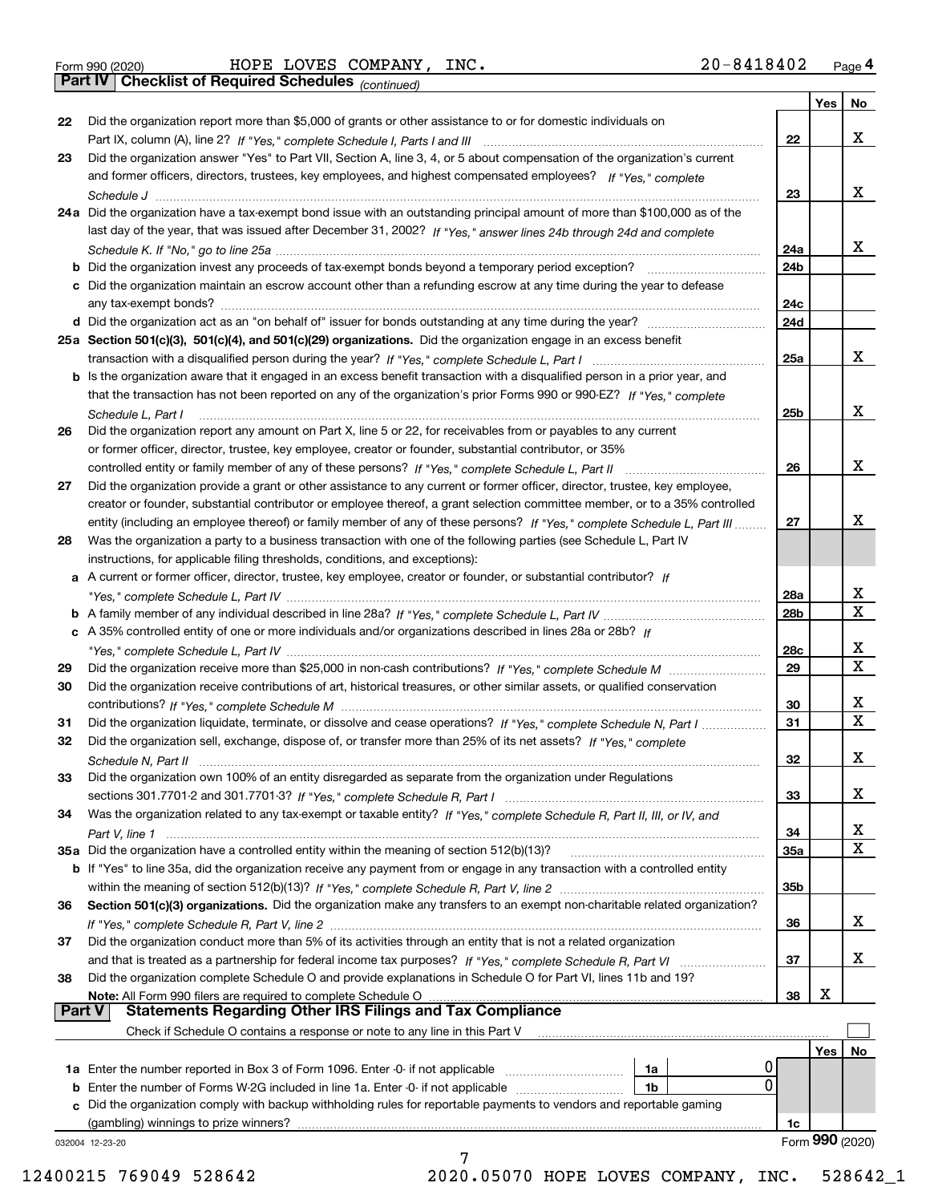Form 990 (2020) HOPE LOVES COMPANY, INC. 20-8418402 Page 4

**Part IV Checklist of Required Schedules** *(continued)*

| | | | Yes | No |
|---|---|---|---|---|
| 22 | Did the organization report more than $5,000 of grants or other assistance to or for domestic individuals on Part IX, column (A), line 2? *If "Yes," complete Schedule I, Parts I and III* | 22 | | X |
| 23 | Did the organization answer "Yes" to Part VII, Section A, line 3, 4, or 5 about compensation of the organization's current and former officers, directors, trustees, key employees, and highest compensated employees? *If "Yes," complete Schedule J* | 23 | | X |
| 24a | Did the organization have a tax-exempt bond issue with an outstanding principal amount of more than $100,000 as of the last day of the year, that was issued after December 31, 2002? *If "Yes," answer lines 24b through 24d and complete Schedule K. If "No," go to line 25a* | 24a | | X |
| b | Did the organization invest any proceeds of tax-exempt bonds beyond a temporary period exception? | 24b | | |
| c | Did the organization maintain an escrow account other than a refunding escrow at any time during the year to defease any tax-exempt bonds? | 24c | | |
| d | Did the organization act as an "on behalf of" issuer for bonds outstanding at any time during the year? | 24d | | |
| 25a | **Section 501(c)(3), 501(c)(4), and 501(c)(29) organizations.** Did the organization engage in an excess benefit transaction with a disqualified person during the year? *If "Yes," complete Schedule L, Part I* | 25a | | X |
| b | Is the organization aware that it engaged in an excess benefit transaction with a disqualified person in a prior year, and that the transaction has not been reported on any of the organization's prior Forms 990 or 990-EZ? *If "Yes," complete Schedule L, Part I* | 25b | | X |
| 26 | Did the organization report any amount on Part X, line 5 or 22, for receivables from or payables to any current or former officer, director, trustee, key employee, creator or founder, substantial contributor, or 35% controlled entity or family member of any of these persons? *If "Yes," complete Schedule L, Part II* | 26 | | X |
| 27 | Did the organization provide a grant or other assistance to any current or former officer, director, trustee, key employee, creator or founder, substantial contributor or employee thereof, a grant selection committee member, or to a 35% controlled entity (including an employee thereof) or family member of any of these persons? *If "Yes," complete Schedule L, Part III* | 27 | | X |
| 28 | Was the organization a party to a business transaction with one of the following parties (see Schedule L, Part IV instructions, for applicable filing thresholds, conditions, and exceptions): | | | |
| a | A current or former officer, director, trustee, key employee, creator or founder, or substantial contributor? *If "Yes," complete Schedule L, Part IV* | 28a | | X |
| b | A family member of any individual described in line 28a? *If "Yes," complete Schedule L, Part IV* | 28b | | X |
| c | A 35% controlled entity of one or more individuals and/or organizations described in lines 28a or 28b? *If "Yes," complete Schedule L, Part IV* | 28c | | X |
| 29 | Did the organization receive more than $25,000 in non-cash contributions? *If "Yes," complete Schedule M* | 29 | | X |
| 30 | Did the organization receive contributions of art, historical treasures, or other similar assets, or qualified conservation contributions? *If "Yes," complete Schedule M* | 30 | | X |
| 31 | Did the organization liquidate, terminate, or dissolve and cease operations? *If "Yes," complete Schedule N, Part I* | 31 | | X |
| 32 | Did the organization sell, exchange, dispose of, or transfer more than 25% of its net assets? *If "Yes," complete Schedule N, Part II* | 32 | | X |
| 33 | Did the organization own 100% of an entity disregarded as separate from the organization under Regulations sections 301.7701-2 and 301.7701-3? *If "Yes," complete Schedule R, Part I* | 33 | | X |
| 34 | Was the organization related to any tax-exempt or taxable entity? *If "Yes," complete Schedule R, Part II, III, or IV, and Part V, line 1* | 34 | | X |
| 35a | Did the organization have a controlled entity within the meaning of section 512(b)(13)? | 35a | | X |
| b | If "Yes" to line 35a, did the organization receive any payment from or engage in any transaction with a controlled entity within the meaning of section 512(b)(13)? *If "Yes," complete Schedule R, Part V, line 2* | 35b | | |
| 36 | **Section 501(c)(3) organizations.** Did the organization make any transfers to an exempt non-charitable related organization? *If "Yes," complete Schedule R, Part V, line 2* | 36 | | X |
| 37 | Did the organization conduct more than 5% of its activities through an entity that is not a related organization and that is treated as a partnership for federal income tax purposes? *If "Yes," complete Schedule R, Part VI* | 37 | | X |
| 38 | Did the organization complete Schedule O and provide explanations in Schedule O for Part VI, lines 11b and 19? **Note:** All Form 990 filers are required to complete Schedule O | 38 | X | |

**Part V Statements Regarding Other IRS Filings and Tax Compliance**

Check if Schedule O contains a response or note to any line in this Part V

| | | | | | Yes | No |
|---|---|---|---|---|---|---|
| 1a | Enter the number reported in Box 3 of Form 1096. Enter -0- if not applicable | 1a | 0 | | | |
| b | Enter the number of Forms W-2G included in line 1a. Enter -0- if not applicable | 1b | 0 | | | |
| c | Did the organization comply with backup withholding rules for reportable payments to vendors and reportable gaming (gambling) winnings to prize winners? | | | 1c | | |

032004 12-23-20 Form **990** (2020)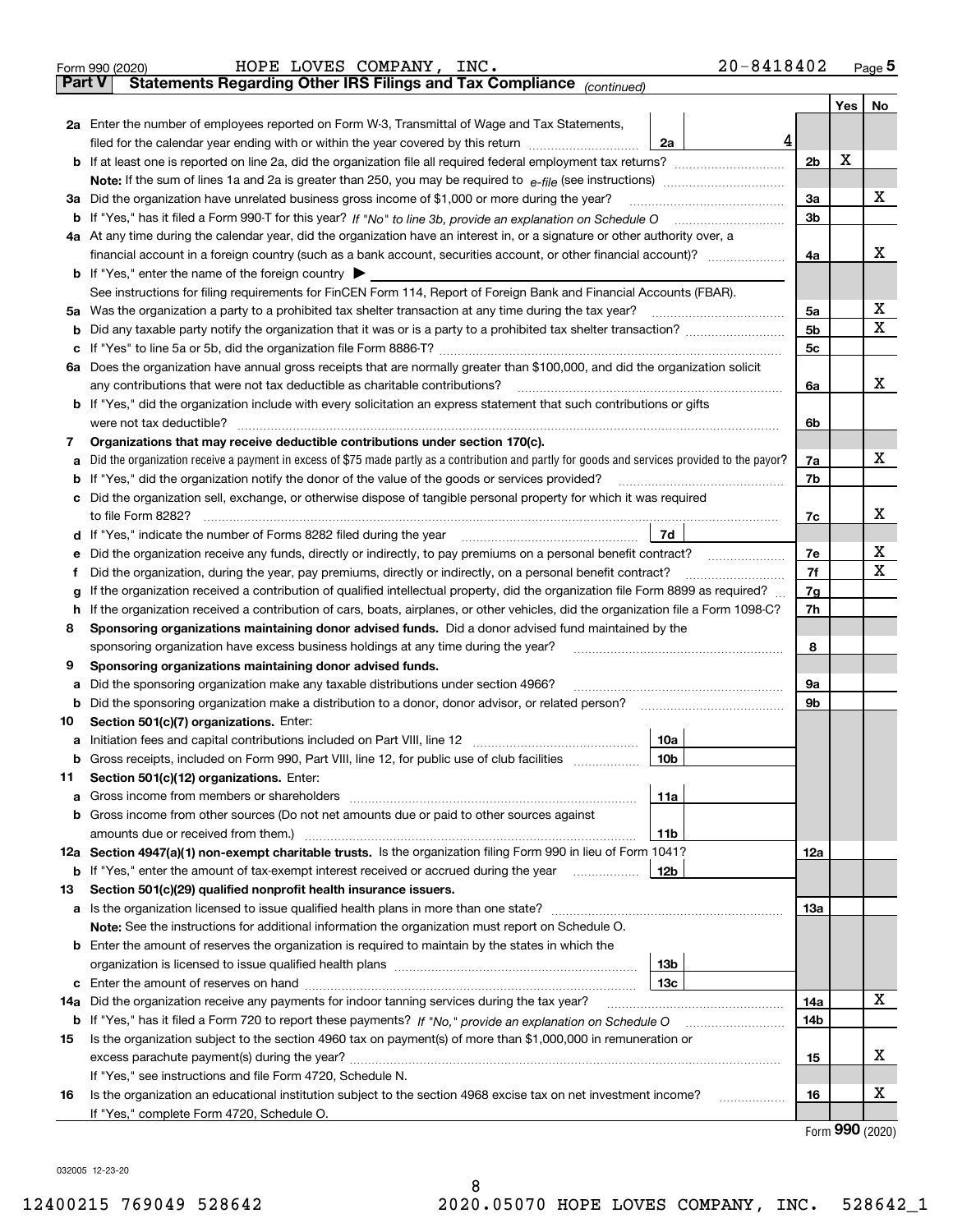Form 990 (2020) HOPE LOVES COMPANY, INC. 20-8418402 Page 5

**Part V Statements Regarding Other IRS Filings and Tax Compliance** *(continued)*

| | | | | Yes | No |
|---|---|---|---|---|---|
| **2a** | Enter the number of employees reported on Form W-3, Transmittal of Wage and Tax Statements, filed for the calendar year ending with or within the year covered by this return | 2a | 4 | | |
| **b** | If at least one is reported on line 2a, did the organization file all required federal employment tax returns? | | | 2b X | |
| | **Note:** If the sum of lines 1a and 2a is greater than 250, you may be required to *e-file* (see instructions) | | | | |
| **3a** | Did the organization have unrelated business gross income of $1,000 or more during the year? | | | 3a | X |
| **b** | If "Yes," has it filed a Form 990-T for this year? *If "No" to line 3b, provide an explanation on Schedule O* | | | 3b | |
| **4a** | At any time during the calendar year, did the organization have an interest in, or a signature or other authority over, a financial account in a foreign country (such as a bank account, securities account, or other financial account)? | | | 4a | X |
| **b** | If "Yes," enter the name of the foreign country ▶ | | | | |
| | See instructions for filing requirements for FinCEN Form 114, Report of Foreign Bank and Financial Accounts (FBAR). | | | | |
| **5a** | Was the organization a party to a prohibited tax shelter transaction at any time during the tax year? | | | 5a | X |
| **b** | Did any taxable party notify the organization that it was or is a party to a prohibited tax shelter transaction? | | | 5b | X |
| **c** | If "Yes" to line 5a or 5b, did the organization file Form 8886-T? | | | 5c | |
| **6a** | Does the organization have annual gross receipts that are normally greater than $100,000, and did the organization solicit any contributions that were not tax deductible as charitable contributions? | | | 6a | X |
| **b** | If "Yes," did the organization include with every solicitation an express statement that such contributions or gifts were not tax deductible? | | | 6b | |
| **7** | **Organizations that may receive deductible contributions under section 170(c).** | | | | |
| **a** | Did the organization receive a payment in excess of $75 made partly as a contribution and partly for goods and services provided to the payor? | | | 7a | X |
| **b** | If "Yes," did the organization notify the donor of the value of the goods or services provided? | | | 7b | |
| **c** | Did the organization sell, exchange, or otherwise dispose of tangible personal property for which it was required to file Form 8282? | | | 7c | X |
| **d** | If "Yes," indicate the number of Forms 8282 filed during the year | 7d | | | |
| **e** | Did the organization receive any funds, directly or indirectly, to pay premiums on a personal benefit contract? | | | 7e | X |
| **f** | Did the organization, during the year, pay premiums, directly or indirectly, on a personal benefit contract? | | | 7f | X |
| **g** | If the organization received a contribution of qualified intellectual property, did the organization file Form 8899 as required? | | | 7g | |
| **h** | If the organization received a contribution of cars, boats, airplanes, or other vehicles, did the organization file a Form 1098-C? | | | 7h | |
| **8** | **Sponsoring organizations maintaining donor advised funds.** Did a donor advised fund maintained by the sponsoring organization have excess business holdings at any time during the year? | | | 8 | |
| **9** | **Sponsoring organizations maintaining donor advised funds.** | | | | |
| **a** | Did the sponsoring organization make any taxable distributions under section 4966? | | | 9a | |
| **b** | Did the sponsoring organization make a distribution to a donor, donor advisor, or related person? | | | 9b | |
| **10** | **Section 501(c)(7) organizations.** Enter: | | | | |
| **a** | Initiation fees and capital contributions included on Part VIII, line 12 | 10a | | | |
| **b** | Gross receipts, included on Form 990, Part VIII, line 12, for public use of club facilities | 10b | | | |
| **11** | **Section 501(c)(12) organizations.** Enter: | | | | |
| **a** | Gross income from members or shareholders | 11a | | | |
| **b** | Gross income from other sources (Do not net amounts due or paid to other sources against amounts due or received from them.) | 11b | | | |
| **12a** | **Section 4947(a)(1) non-exempt charitable trusts.** Is the organization filing Form 990 in lieu of Form 1041? | | | 12a | |
| **b** | If "Yes," enter the amount of tax-exempt interest received or accrued during the year | 12b | | | |
| **13** | **Section 501(c)(29) qualified nonprofit health insurance issuers.** | | | | |
| **a** | Is the organization licensed to issue qualified health plans in more than one state? | | | 13a | |
| | **Note:** See the instructions for additional information the organization must report on Schedule O. | | | | |
| **b** | Enter the amount of reserves the organization is required to maintain by the states in which the organization is licensed to issue qualified health plans | 13b | | | |
| **c** | Enter the amount of reserves on hand | 13c | | | |
| **14a** | Did the organization receive any payments for indoor tanning services during the tax year? | | | 14a | X |
| **b** | If "Yes," has it filed a Form 720 to report these payments? *If "No," provide an explanation on Schedule O* | | | 14b | |
| **15** | Is the organization subject to the section 4960 tax on payment(s) of more than $1,000,000 in remuneration or excess parachute payment(s) during the year? | | | 15 | X |
| | If "Yes," see instructions and file Form 4720, Schedule N. | | | | |
| **16** | Is the organization an educational institution subject to the section 4968 excise tax on net investment income? | | | 16 | X |
| | If "Yes," complete Form 4720, Schedule O. | | | | |

Form **990** (2020)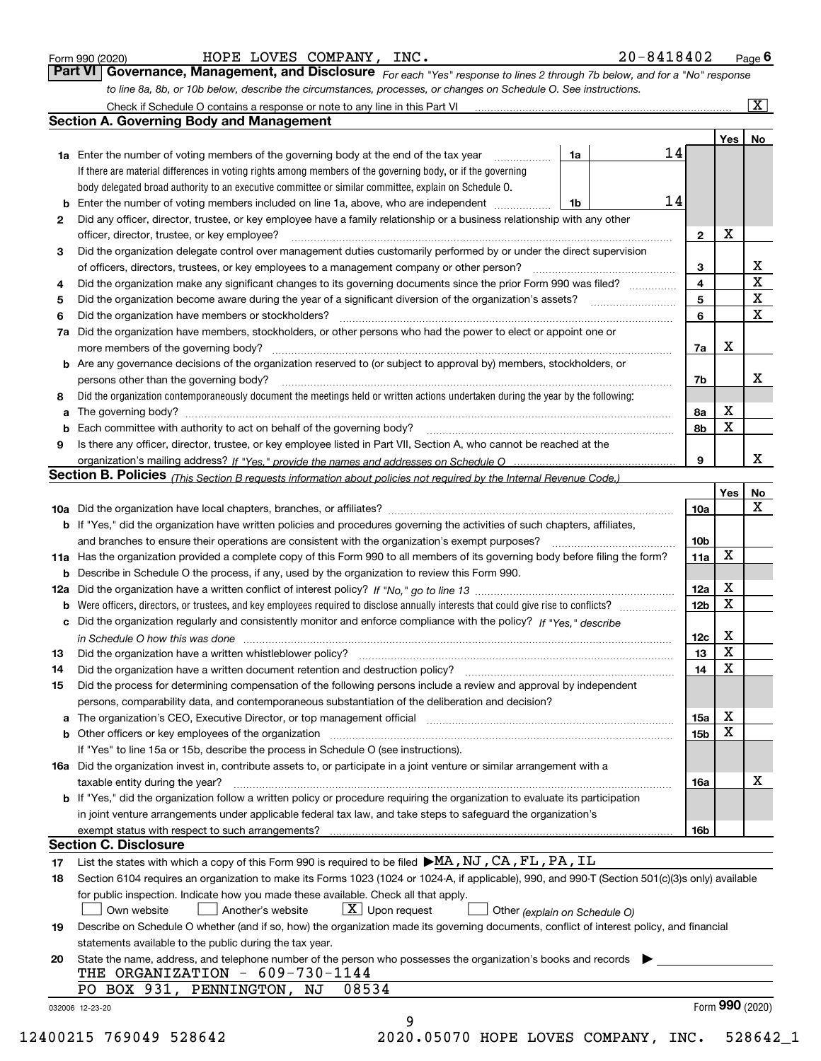Form 990 (2020) HOPE LOVES COMPANY, INC. 20-8418402 Page 6

## Part VI Governance, Management, and Disclosure

*For each "Yes" response to lines 2 through 7b below, and for a "No" response to line 8a, 8b, or 10b below, describe the circumstances, processes, or changes on Schedule O. See instructions.*

Check if Schedule O contains a response or note to any line in this Part VI ..... [X]

### Section A. Governing Body and Management

| | | | | Yes | No |
|---|---|---|---|---|---|
| **1a** | Enter the number of voting members of the governing body at the end of the tax year | 1a | 14 | | |
| | If there are material differences in voting rights among members of the governing body, or if the governing body delegated broad authority to an executive committee or similar committee, explain on Schedule O. | | | | |
| **b** | Enter the number of voting members included on line 1a, above, who are independent | 1b | 14 | | |
| **2** | Did any officer, director, trustee, or key employee have a family relationship or a business relationship with any other officer, director, trustee, or key employee? | 2 | | X | |
| **3** | Did the organization delegate control over management duties customarily performed by or under the direct supervision of officers, directors, trustees, or key employees to a management company or other person? | 3 | | | X |
| **4** | Did the organization make any significant changes to its governing documents since the prior Form 990 was filed? | 4 | | | X |
| **5** | Did the organization become aware during the year of a significant diversion of the organization's assets? | 5 | | | X |
| **6** | Did the organization have members or stockholders? | 6 | | | X |
| **7a** | Did the organization have members, stockholders, or other persons who had the power to elect or appoint one or more members of the governing body? | 7a | | X | |
| **b** | Are any governance decisions of the organization reserved to (or subject to approval by) members, stockholders, or persons other than the governing body? | 7b | | | X |
| **8** | Did the organization contemporaneously document the meetings held or written actions undertaken during the year by the following: | | | | |
| **a** | The governing body? | 8a | | X | |
| **b** | Each committee with authority to act on behalf of the governing body? | 8b | | X | |
| **9** | Is there any officer, director, trustee, or key employee listed in Part VII, Section A, who cannot be reached at the organization's mailing address? *If "Yes," provide the names and addresses on Schedule O* | 9 | | | X |

### Section B. Policies *(This Section B requests information about policies not required by the Internal Revenue Code.)*

| | | | Yes | No |
|---|---|---|---|---|
| **10a** | Did the organization have local chapters, branches, or affiliates? | 10a | | X |
| **b** | If "Yes," did the organization have written policies and procedures governing the activities of such chapters, affiliates, and branches to ensure their operations are consistent with the organization's exempt purposes? | 10b | | |
| **11a** | Has the organization provided a complete copy of this Form 990 to all members of its governing body before filing the form? | 11a | X | |
| **b** | Describe in Schedule O the process, if any, used by the organization to review this Form 990. | | | |
| **12a** | Did the organization have a written conflict of interest policy? *If "No," go to line 13* | 12a | X | |
| **b** | Were officers, directors, or trustees, and key employees required to disclose annually interests that could give rise to conflicts? | 12b | X | |
| **c** | Did the organization regularly and consistently monitor and enforce compliance with the policy? *If "Yes," describe in Schedule O how this was done* | 12c | X | |
| **13** | Did the organization have a written whistleblower policy? | 13 | X | |
| **14** | Did the organization have a written document retention and destruction policy? | 14 | X | |
| **15** | Did the process for determining compensation of the following persons include a review and approval by independent persons, comparability data, and contemporaneous substantiation of the deliberation and decision? | | | |
| **a** | The organization's CEO, Executive Director, or top management official | 15a | X | |
| **b** | Other officers or key employees of the organization | 15b | X | |
| | If "Yes" to line 15a or 15b, describe the process in Schedule O (see instructions). | | | |
| **16a** | Did the organization invest in, contribute assets to, or participate in a joint venture or similar arrangement with a taxable entity during the year? | 16a | | X |
| **b** | If "Yes," did the organization follow a written policy or procedure requiring the organization to evaluate its participation in joint venture arrangements under applicable federal tax law, and take steps to safeguard the organization's exempt status with respect to such arrangements? | 16b | | |

### Section C. Disclosure

**17** List the states with which a copy of this Form 990 is required to be filed ▶ MA, NJ, CA, FL, PA, IL

**18** Section 6104 requires an organization to make its Forms 1023 (1024 or 1024-A, if applicable), 990, and 990-T (Section 501(c)(3)s only) available for public inspection. Indicate how you made these available. Check all that apply.

[ ] Own website [ ] Another's website [X] Upon request [ ] Other *(explain on Schedule O)*

**19** Describe on Schedule O whether (and if so, how) the organization made its governing documents, conflict of interest policy, and financial statements available to the public during the tax year.

**20** State the name, address, and telephone number of the person who possesses the organization's books and records ▶

THE ORGANIZATION - 609-730-1144
PO BOX 931, PENNINGTON, NJ 08534

032006 12-23-20 Form 990 (2020)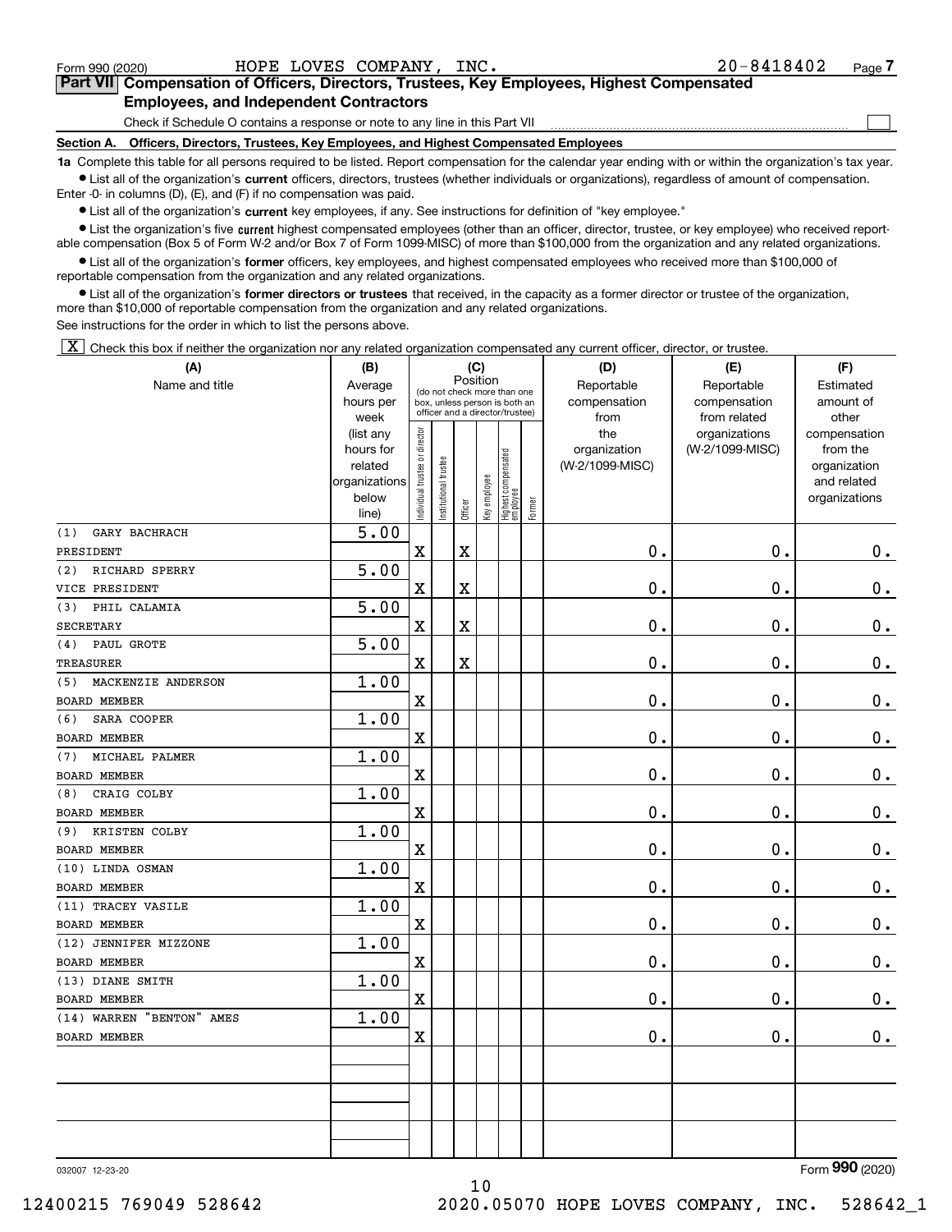Form 990 (2020) HOPE LOVES COMPANY, INC. 20-8418402 Page 7

## Part VII Compensation of Officers, Directors, Trustees, Key Employees, Highest Compensated Employees, and Independent Contractors

Check if Schedule O contains a response or note to any line in this Part VII ☐

### Section A. Officers, Directors, Trustees, Key Employees, and Highest Compensated Employees

**1a** Complete this table for all persons required to be listed. Report compensation for the calendar year ending with or within the organization's tax year.

- List all of the organization's **current** officers, directors, trustees (whether individuals or organizations), regardless of amount of compensation. Enter -0- in columns (D), (E), and (F) if no compensation was paid.
- List all of the organization's **current** key employees, if any. See instructions for definition of "key employee."
- List the organization's five **current** highest compensated employees (other than an officer, director, trustee, or key employee) who received reportable compensation (Box 5 of Form W-2 and/or Box 7 of Form 1099-MISC) of more than $100,000 from the organization and any related organizations.
- List all of the organization's **former** officers, key employees, and highest compensated employees who received more than $100,000 of reportable compensation from the organization and any related organizations.
- List all of the organization's **former directors or trustees** that received, in the capacity as a former director or trustee of the organization, more than $10,000 of reportable compensation from the organization and any related organizations.

See instructions for the order in which to list the persons above.

☒ Check this box if neither the organization nor any related organization compensated any current officer, director, or trustee.

| (A) Name and title | (B) Average hours per week (list any hours for related organizations below line) | (C) Position: Individual trustee or director | Institutional trustee | Officer | Key employee | Highest compensated employee | Former | (D) Reportable compensation from the organization (W-2/1099-MISC) | (E) Reportable compensation from related organizations (W-2/1099-MISC) | (F) Estimated amount of other compensation from the organization and related organizations |
|---|---|---|---|---|---|---|---|---|---|---|
| (1) GARY BACHRACH<br>PRESIDENT | 5.00 | X | | X | | | | 0. | 0. | 0. |
| (2) RICHARD SPERRY<br>VICE PRESIDENT | 5.00 | X | | X | | | | 0. | 0. | 0. |
| (3) PHIL CALAMIA<br>SECRETARY | 5.00 | X | | X | | | | 0. | 0. | 0. |
| (4) PAUL GROTE<br>TREASURER | 5.00 | X | | X | | | | 0. | 0. | 0. |
| (5) MACKENZIE ANDERSON<br>BOARD MEMBER | 1.00 | X | | | | | | 0. | 0. | 0. |
| (6) SARA COOPER<br>BOARD MEMBER | 1.00 | X | | | | | | 0. | 0. | 0. |
| (7) MICHAEL PALMER<br>BOARD MEMBER | 1.00 | X | | | | | | 0. | 0. | 0. |
| (8) CRAIG COLBY<br>BOARD MEMBER | 1.00 | X | | | | | | 0. | 0. | 0. |
| (9) KRISTEN COLBY<br>BOARD MEMBER | 1.00 | X | | | | | | 0. | 0. | 0. |
| (10) LINDA OSMAN<br>BOARD MEMBER | 1.00 | X | | | | | | 0. | 0. | 0. |
| (11) TRACEY VASILE<br>BOARD MEMBER | 1.00 | X | | | | | | 0. | 0. | 0. |
| (12) JENNIFER MIZZONE<br>BOARD MEMBER | 1.00 | X | | | | | | 0. | 0. | 0. |
| (13) DIANE SMITH<br>BOARD MEMBER | 1.00 | X | | | | | | 0. | 0. | 0. |
| (14) WARREN "BENTON" AMES<br>BOARD MEMBER | 1.00 | X | | | | | | 0. | 0. | 0. |
| | | | | | | | | | | |
| | | | | | | | | | | |
| | | | | | | | | | | |

032007 12-23-20 Form 990 (2020)

12400215 769049 528642 2020.05070 HOPE LOVES COMPANY, INC. 528642_1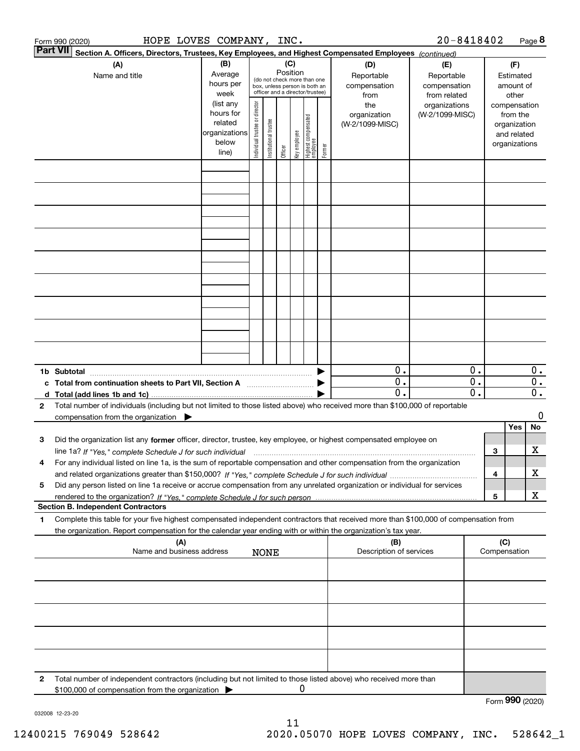Form 990 (2020) HOPE LOVES COMPANY, INC. 20-8418402 Page **8**

**Part VII** **Section A. Officers, Directors, Trustees, Key Employees, and Highest Compensated Employees** *(continued)*

| (A) Name and title | (B) Average hours per week (list any hours for related organizations below line) | (C) Position (do not check more than one box, unless person is both an officer and a director/trustee): Individual trustee or director | Institutional trustee | Officer | Key employee | Highest compensated employee | Former | (D) Reportable compensation from the organization (W-2/1099-MISC) | (E) Reportable compensation from related organizations (W-2/1099-MISC) | (F) Estimated amount of other compensation from the organization and related organizations |
|---|---|---|---|---|---|---|---|---|---|---|
| | | | | | | | | | | |
| | | | | | | | | | | |
| | | | | | | | | | | |
| | | | | | | | | | | |
| | | | | | | | | | | |
| | | | | | | | | | | |
| | | | | | | | | | | |
| | | | | | | | | | | |
| | | | | | | | | | | |
| **1b Subtotal** | | | | | | | ▶ | 0. | 0. | 0. |
| **c Total from continuation sheets to Part VII, Section A** | | | | | | | ▶ | 0. | 0. | 0. |
| **d Total (add lines 1b and 1c)** | | | | | | | ▶ | 0. | 0. | 0. |

**2** Total number of individuals (including but not limited to those listed above) who received more than $100,000 of reportable compensation from the organization ▶ 0

| | | Yes | No |
|---|---|---|---|
| **3** Did the organization list any **former** officer, director, trustee, key employee, or highest compensated employee on line 1a? *If "Yes," complete Schedule J for such individual* | **3** | | X |
| **4** For any individual listed on line 1a, is the sum of reportable compensation and other compensation from the organization and related organizations greater than $150,000? *If "Yes," complete Schedule J for such individual* | **4** | | X |
| **5** Did any person listed on line 1a receive or accrue compensation from any unrelated organization or individual for services rendered to the organization? *If "Yes," complete Schedule J for such person* | **5** | | X |

**Section B. Independent Contractors**

**1** Complete this table for your five highest compensated independent contractors that received more than $100,000 of compensation from the organization. Report compensation for the calendar year ending with or within the organization's tax year.

| (A) Name and business address | (B) Description of services | (C) Compensation |
|---|---|---|
| NONE | | |
| | | |
| | | |
| | | |
| | | |

**2** Total number of independent contractors (including but not limited to those listed above) who received more than $100,000 of compensation from the organization ▶ 0

Form **990** (2020)

032008 12-23-20

12400215 769049 528642 2020.05070 HOPE LOVES COMPANY, INC. 528642_1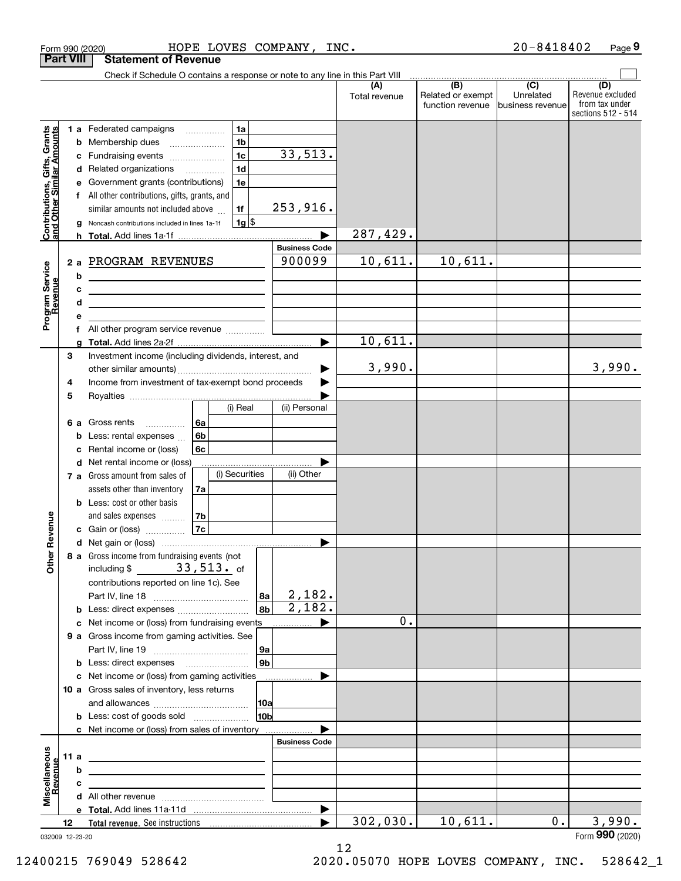Form 990 (2020) HOPE LOVES COMPANY, INC. 20-8418402 Page 9

**Part VIII Statement of Revenue**

Check if Schedule O contains a response or note to any line in this Part VIII

| | | | | (A) Total revenue | (B) Related or exempt function revenue | (C) Unrelated business revenue | (D) Revenue excluded from tax under sections 512 - 514 |
|---|---|---|---|---|---|---|---|
| **Contributions, Gifts, Grants and Other Similar Amounts** | 1a Federated campaigns | 1a | | | | | |
| | b Membership dues | 1b | | | | | |
| | c Fundraising events | 1c | 33,513. | | | | |
| | d Related organizations | 1d | | | | | |
| | e Government grants (contributions) | 1e | | | | | |
| | f All other contributions, gifts, grants, and similar amounts not included above | 1f | 253,916. | | | | |
| | g Noncash contributions included in lines 1a-1f | 1g $ | | | | | |
| | h **Total.** Add lines 1a-1f | | | 287,429. | | | |
| **Program Service Revenue** | | | **Business Code** | | | | |
| | 2 a PROGRAM REVENUES | | 900099 | 10,611. | 10,611. | | |
| | b | | | | | | |
| | c | | | | | | |
| | d | | | | | | |
| | e | | | | | | |
| | f All other program service revenue | | | | | | |
| | g **Total.** Add lines 2a-2f | | | 10,611. | | | |
| **Other Revenue** | 3 Investment income (including dividends, interest, and other similar amounts) | | | 3,990. | | | 3,990. |
| | 4 Income from investment of tax-exempt bond proceeds | | | | | | |
| | 5 Royalties | | | | | | |
| | | (i) Real | (ii) Personal | | | | |
| | 6 a Gross rents (6a) | | | | | | |
| | b Less: rental expenses (6b) | | | | | | |
| | c Rental income or (loss) (6c) | | | | | | |
| | d Net rental income or (loss) | | | | | | |
| | | (i) Securities | (ii) Other | | | | |
| | 7 a Gross amount from sales of assets other than inventory (7a) | | | | | | |
| | b Less: cost or other basis and sales expenses (7b) | | | | | | |
| | c Gain or (loss) (7c) | | | | | | |
| | d Net gain or (loss) | | | | | | |
| | 8 a Gross income from fundraising events (not including $ 33,513. of contributions reported on line 1c). See Part IV, line 18 | 8a | 2,182. | | | | |
| | b Less: direct expenses | 8b | 2,182. | | | | |
| | c Net income or (loss) from fundraising events | | | 0. | | | |
| | 9 a Gross income from gaming activities. See Part IV, line 19 | 9a | | | | | |
| | b Less: direct expenses | 9b | | | | | |
| | c Net income or (loss) from gaming activities | | | | | | |
| | 10 a Gross sales of inventory, less returns and allowances | 10a | | | | | |
| | b Less: cost of goods sold | 10b | | | | | |
| | c Net income or (loss) from sales of inventory | | | | | | |
| **Miscellaneous Revenue** | | | **Business Code** | | | | |
| | 11 a | | | | | | |
| | b | | | | | | |
| | c | | | | | | |
| | d All other revenue | | | | | | |
| | e **Total.** Add lines 11a-11d | | | | | | |
| | 12 **Total revenue.** See instructions | | | 302,030. | 10,611. | 0. | 3,990. |

032009 12-23-20

Form **990** (2020)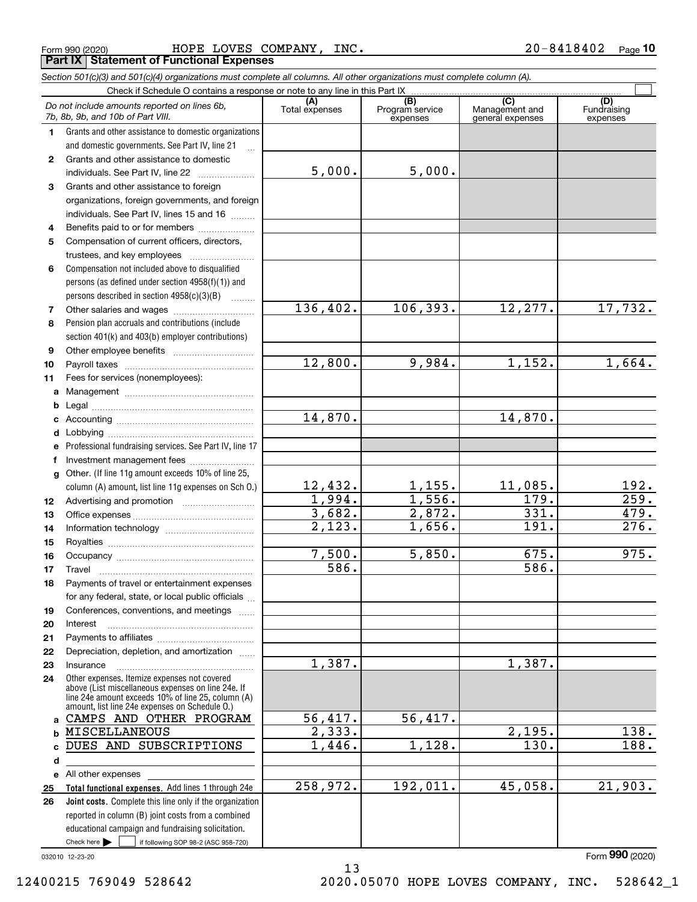Form 990 (2020) HOPE LOVES COMPANY, INC. 20-8418402 Page **10**

**Part IX Statement of Functional Expenses**

*Section 501(c)(3) and 501(c)(4) organizations must complete all columns. All other organizations must complete column (A).*

Check if Schedule O contains a response or note to any line in this Part IX ☐

| *Do not include amounts reported on lines 6b, 7b, 8b, 9b, and 10b of Part VIII.* | (A) Total expenses | (B) Program service expenses | (C) Management and general expenses | (D) Fundraising expenses |
|---|---|---|---|---|
| **1** Grants and other assistance to domestic organizations and domestic governments. See Part IV, line 21 | | | | |
| **2** Grants and other assistance to domestic individuals. See Part IV, line 22 | 5,000. | 5,000. | | |
| **3** Grants and other assistance to foreign organizations, foreign governments, and foreign individuals. See Part IV, lines 15 and 16 | | | | |
| **4** Benefits paid to or for members | | | | |
| **5** Compensation of current officers, directors, trustees, and key employees | | | | |
| **6** Compensation not included above to disqualified persons (as defined under section 4958(f)(1)) and persons described in section 4958(c)(3)(B) | | | | |
| **7** Other salaries and wages | 136,402. | 106,393. | 12,277. | 17,732. |
| **8** Pension plan accruals and contributions (include section 401(k) and 403(b) employer contributions) | | | | |
| **9** Other employee benefits | | | | |
| **10** Payroll taxes | 12,800. | 9,984. | 1,152. | 1,664. |
| **11** Fees for services (nonemployees): | | | | |
| **a** Management | | | | |
| **b** Legal | | | | |
| **c** Accounting | 14,870. | | 14,870. | |
| **d** Lobbying | | | | |
| **e** Professional fundraising services. See Part IV, line 17 | | | | |
| **f** Investment management fees | | | | |
| **g** Other. (If line 11g amount exceeds 10% of line 25, column (A) amount, list line 11g expenses on Sch O.) | 12,432. | 1,155. | 11,085. | 192. |
| **12** Advertising and promotion | 1,994. | 1,556. | 179. | 259. |
| **13** Office expenses | 3,682. | 2,872. | 331. | 479. |
| **14** Information technology | 2,123. | 1,656. | 191. | 276. |
| **15** Royalties | | | | |
| **16** Occupancy | 7,500. | 5,850. | 675. | 975. |
| **17** Travel | 586. | | 586. | |
| **18** Payments of travel or entertainment expenses for any federal, state, or local public officials | | | | |
| **19** Conferences, conventions, and meetings | | | | |
| **20** Interest | | | | |
| **21** Payments to affiliates | | | | |
| **22** Depreciation, depletion, and amortization | | | | |
| **23** Insurance | 1,387. | | 1,387. | |
| **24** Other expenses. Itemize expenses not covered above (List miscellaneous expenses on line 24e. If line 24e amount exceeds 10% of line 25, column (A) amount, list line 24e expenses on Schedule O.) | | | | |
| **a** CAMPS AND OTHER PROGRAM | 56,417. | 56,417. | | |
| **b** MISCELLANEOUS | 2,333. | | 2,195. | 138. |
| **c** DUES AND SUBSCRIPTIONS | 1,446. | 1,128. | 130. | 188. |
| **d** | | | | |
| **e** All other expenses | | | | |
| **25** **Total functional expenses.** Add lines 1 through 24e | 258,972. | 192,011. | 45,058. | 21,903. |
| **26** **Joint costs.** Complete this line only if the organization reported in column (B) joint costs from a combined educational campaign and fundraising solicitation. Check here ☐ if following SOP 98-2 (ASC 958-720) | | | | |

032010 12-23-20

Form **990** (2020)

12400215 769049 528642 2020.05070 HOPE LOVES COMPANY, INC. 528642_1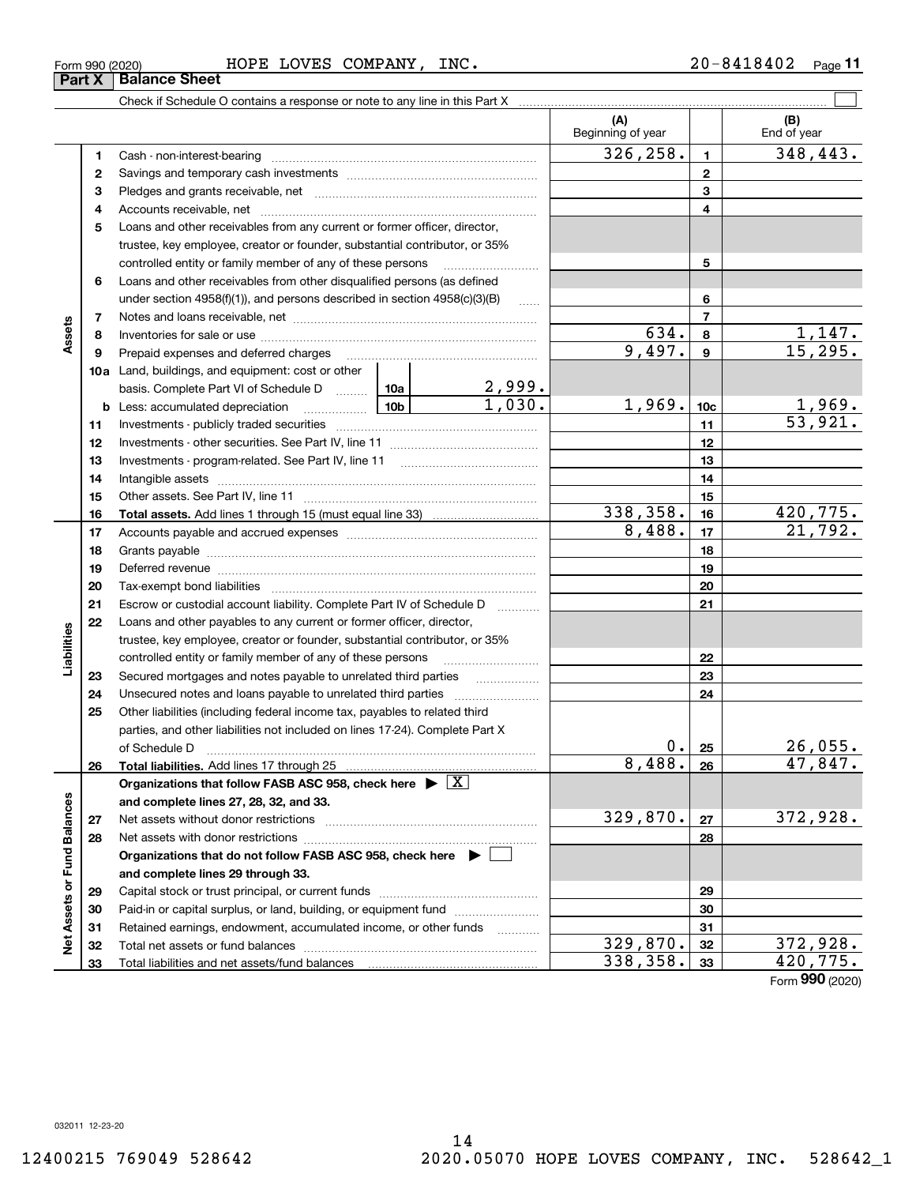Form 990 (2020) HOPE LOVES COMPANY, INC. 20-8418402

## Part X Balance Sheet

Check if Schedule O contains a response or note to any line in this Part X ☐

| | | Description | | | (A) Beginning of year | | (B) End of year |
|---|---|---|---|---|---|---|---|
| Assets | 1 | Cash - non-interest-bearing | | | 326,258. | 1 | 348,443. |
| | 2 | Savings and temporary cash investments | | | | 2 | |
| | 3 | Pledges and grants receivable, net | | | | 3 | |
| | 4 | Accounts receivable, net | | | | 4 | |
| | 5 | Loans and other receivables from any current or former officer, director, trustee, key employee, creator or founder, substantial contributor, or 35% controlled entity or family member of any of these persons | | | | 5 | |
| | 6 | Loans and other receivables from other disqualified persons (as defined under section 4958(f)(1)), and persons described in section 4958(c)(3)(B) | | | | 6 | |
| | 7 | Notes and loans receivable, net | | | | 7 | |
| | 8 | Inventories for sale or use | | | 634. | 8 | 1,147. |
| | 9 | Prepaid expenses and deferred charges | | | 9,497. | 9 | 15,295. |
| | 10a | Land, buildings, and equipment: cost or other basis. Complete Part VI of Schedule D | 10a | 2,999. | | | |
| | b | Less: accumulated depreciation | 10b | 1,030. | 1,969. | 10c | 1,969. |
| | 11 | Investments - publicly traded securities | | | | 11 | 53,921. |
| | 12 | Investments - other securities. See Part IV, line 11 | | | | 12 | |
| | 13 | Investments - program-related. See Part IV, line 11 | | | | 13 | |
| | 14 | Intangible assets | | | | 14 | |
| | 15 | Other assets. See Part IV, line 11 | | | | 15 | |
| | 16 | **Total assets.** Add lines 1 through 15 (must equal line 33) | | | 338,358. | 16 | 420,775. |
| Liabilities | 17 | Accounts payable and accrued expenses | | | 8,488. | 17 | 21,792. |
| | 18 | Grants payable | | | | 18 | |
| | 19 | Deferred revenue | | | | 19 | |
| | 20 | Tax-exempt bond liabilities | | | | 20 | |
| | 21 | Escrow or custodial account liability. Complete Part IV of Schedule D | | | | 21 | |
| | 22 | Loans and other payables to any current or former officer, director, trustee, key employee, creator or founder, substantial contributor, or 35% controlled entity or family member of any of these persons | | | | 22 | |
| | 23 | Secured mortgages and notes payable to unrelated third parties | | | | 23 | |
| | 24 | Unsecured notes and loans payable to unrelated third parties | | | | 24 | |
| | 25 | Other liabilities (including federal income tax, payables to related third parties, and other liabilities not included on lines 17-24). Complete Part X of Schedule D | | | 0. | 25 | 26,055. |
| | 26 | **Total liabilities.** Add lines 17 through 25 | | | 8,488. | 26 | 47,847. |
| Net Assets or Fund Balances | | **Organizations that follow FASB ASC 958, check here ▶ ☒ and complete lines 27, 28, 32, and 33.** | | | | | |
| | 27 | Net assets without donor restrictions | | | 329,870. | 27 | 372,928. |
| | 28 | Net assets with donor restrictions | | | | 28 | |
| | | **Organizations that do not follow FASB ASC 958, check here ▶ ☐ and complete lines 29 through 33.** | | | | | |
| | 29 | Capital stock or trust principal, or current funds | | | | 29 | |
| | 30 | Paid-in or capital surplus, or land, building, or equipment fund | | | | 30 | |
| | 31 | Retained earnings, endowment, accumulated income, or other funds | | | | 31 | |
| | 32 | Total net assets or fund balances | | | 329,870. | 32 | 372,928. |
| | 33 | Total liabilities and net assets/fund balances | | | 338,358. | 33 | 420,775. |

Form **990** (2020)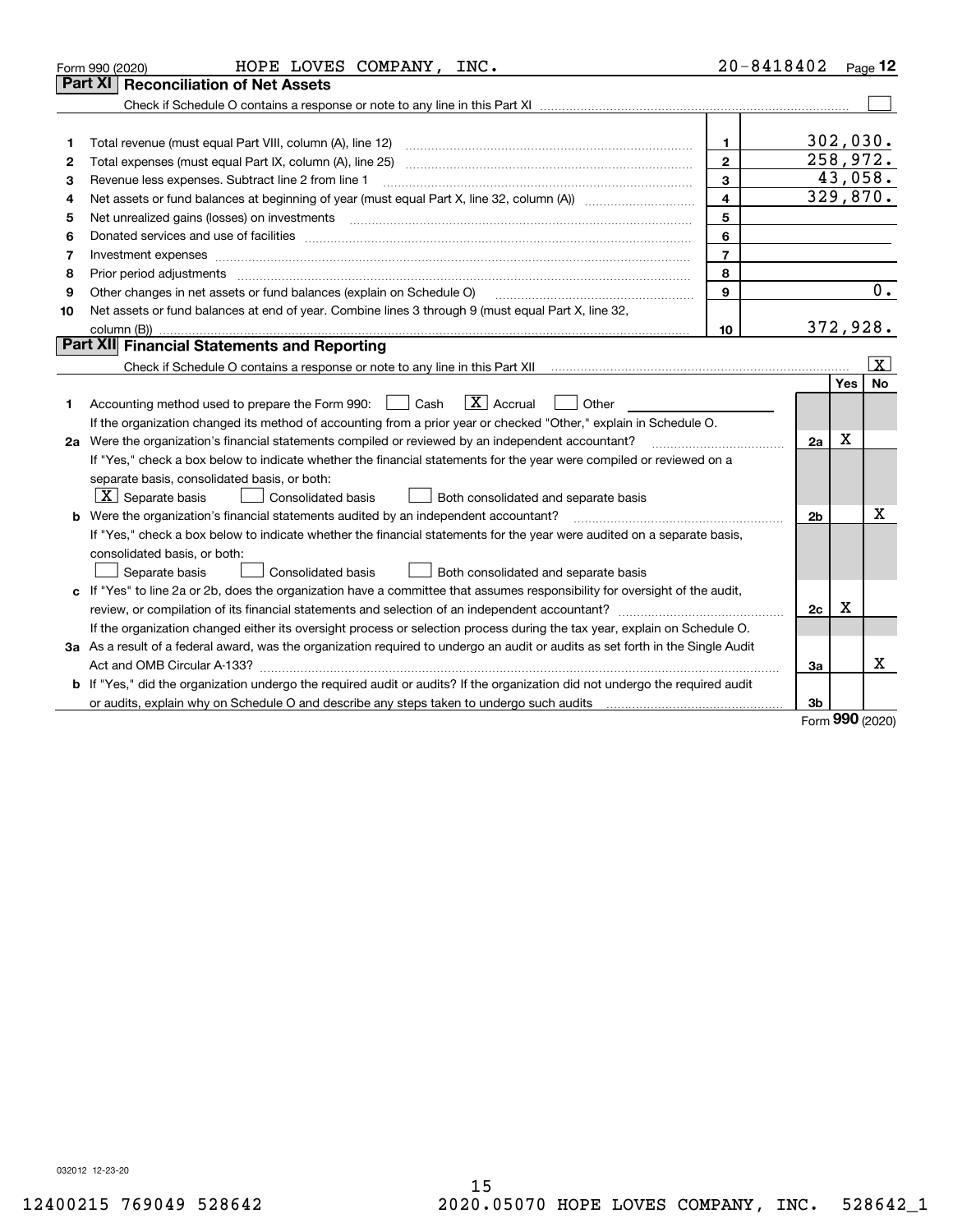Form 990 (2020) HOPE LOVES COMPANY, INC. 20-8418402

## Part XI Reconciliation of Net Assets

Check if Schedule O contains a response or note to any line in this Part XI ☐

| | | | |
|---|---|---|---|
| 1 | Total revenue (must equal Part VIII, column (A), line 12) | 1 | 302,030. |
| 2 | Total expenses (must equal Part IX, column (A), line 25) | 2 | 258,972. |
| 3 | Revenue less expenses. Subtract line 2 from line 1 | 3 | 43,058. |
| 4 | Net assets or fund balances at beginning of year (must equal Part X, line 32, column (A)) | 4 | 329,870. |
| 5 | Net unrealized gains (losses) on investments | 5 | |
| 6 | Donated services and use of facilities | 6 | |
| 7 | Investment expenses | 7 | |
| 8 | Prior period adjustments | 8 | |
| 9 | Other changes in net assets or fund balances (explain on Schedule O) | 9 | 0. |
| 10 | Net assets or fund balances at end of year. Combine lines 3 through 9 (must equal Part X, line 32, column (B)) | 10 | 372,928. |

## Part XII Financial Statements and Reporting

Check if Schedule O contains a response or note to any line in this Part XII ☒

| | | | Yes | No |
|---|---|---|---|---|
| 1 | Accounting method used to prepare the Form 990: ☐ Cash ☒ Accrual ☐ Other<br>If the organization changed its method of accounting from a prior year or checked "Other," explain in Schedule O. | | | |
| 2a | Were the organization's financial statements compiled or reviewed by an independent accountant?<br>If "Yes," check a box below to indicate whether the financial statements for the year were compiled or reviewed on a separate basis, consolidated basis, or both:<br>☒ Separate basis ☐ Consolidated basis ☐ Both consolidated and separate basis | 2a | X | |
| b | Were the organization's financial statements audited by an independent accountant?<br>If "Yes," check a box below to indicate whether the financial statements for the year were audited on a separate basis, consolidated basis, or both:<br>☐ Separate basis ☐ Consolidated basis ☐ Both consolidated and separate basis | 2b | | X |
| c | If "Yes" to line 2a or 2b, does the organization have a committee that assumes responsibility for oversight of the audit, review, or compilation of its financial statements and selection of an independent accountant?<br>If the organization changed either its oversight process or selection process during the tax year, explain on Schedule O. | 2c | X | |
| 3a | As a result of a federal award, was the organization required to undergo an audit or audits as set forth in the Single Audit Act and OMB Circular A-133? | 3a | | X |
| b | If "Yes," did the organization undergo the required audit or audits? If the organization did not undergo the required audit or audits, explain why on Schedule O and describe any steps taken to undergo such audits | 3b | | |

Form 990 (2020)

032012 12-23-20

12400215 769049 528642 2020.05070 HOPE LOVES COMPANY, INC. 528642_1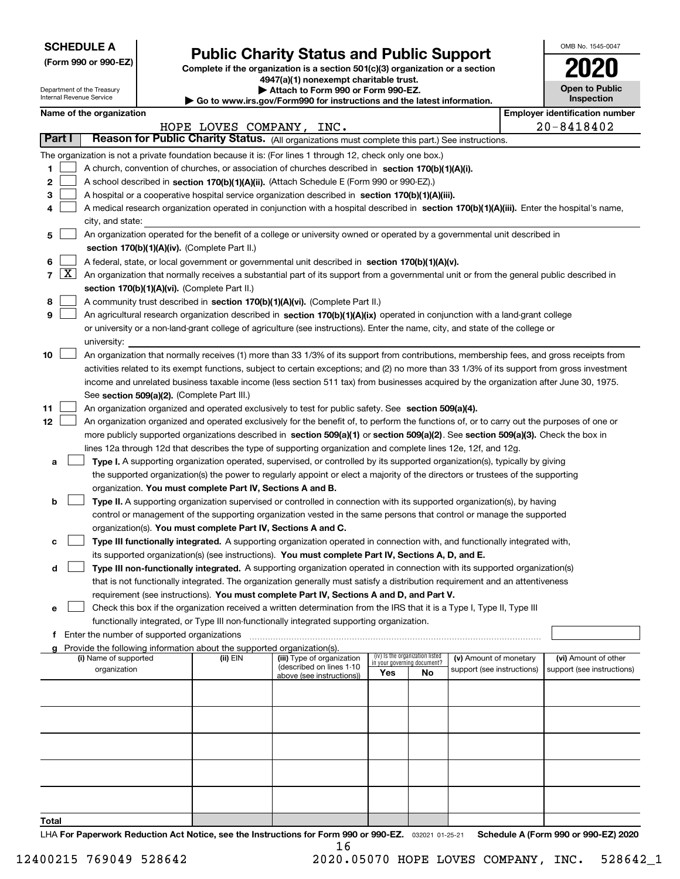**SCHEDULE A**
**(Form 990 or 990-EZ)**

Department of the Treasury
Internal Revenue Service

# Public Charity Status and Public Support

**Complete if the organization is a section 501(c)(3) organization or a section 4947(a)(1) nonexempt charitable trust.**
**▶ Attach to Form 990 or Form 990-EZ.**
**▶ Go to www.irs.gov/Form990 for instructions and the latest information.**

OMB No. 1545-0047

**2020**

**Open to Public Inspection**

**Name of the organization:** HOPE LOVES COMPANY, INC.
**Employer identification number:** 20-8418402

## Part I Reason for Public Charity Status. (All organizations must complete this part.) See instructions.

The organization is not a private foundation because it is: (For lines 1 through 12, check only one box.)

1. ☐ A church, convention of churches, or association of churches described in **section 170(b)(1)(A)(i).**
2. ☐ A school described in **section 170(b)(1)(A)(ii).** (Attach Schedule E (Form 990 or 990-EZ).)
3. ☐ A hospital or a cooperative hospital service organization described in **section 170(b)(1)(A)(iii).**
4. ☐ A medical research organization operated in conjunction with a hospital described in **section 170(b)(1)(A)(iii).** Enter the hospital's name, city, and state:
5. ☐ An organization operated for the benefit of a college or university owned or operated by a governmental unit described in **section 170(b)(1)(A)(iv).** (Complete Part II.)
6. ☐ A federal, state, or local government or governmental unit described in **section 170(b)(1)(A)(v).**
7. ☒ An organization that normally receives a substantial part of its support from a governmental unit or from the general public described in **section 170(b)(1)(A)(vi).** (Complete Part II.)
8. ☐ A community trust described in **section 170(b)(1)(A)(vi).** (Complete Part II.)
9. ☐ An agricultural research organization described in **section 170(b)(1)(A)(ix)** operated in conjunction with a land-grant college or university or a non-land-grant college of agriculture (see instructions). Enter the name, city, and state of the college or university:
10. ☐ An organization that normally receives (1) more than 33 1/3% of its support from contributions, membership fees, and gross receipts from activities related to its exempt functions, subject to certain exceptions; and (2) no more than 33 1/3% of its support from gross investment income and unrelated business taxable income (less section 511 tax) from businesses acquired by the organization after June 30, 1975. See **section 509(a)(2).** (Complete Part III.)
11. ☐ An organization organized and operated exclusively to test for public safety. See **section 509(a)(4).**
12. ☐ An organization organized and operated exclusively for the benefit of, to perform the functions of, or to carry out the purposes of one or more publicly supported organizations described in **section 509(a)(1)** or **section 509(a)(2)**. See **section 509(a)(3).** Check the box in lines 12a through 12d that describes the type of supporting organization and complete lines 12e, 12f, and 12g.
   - a ☐ **Type I.** A supporting organization operated, supervised, or controlled by its supported organization(s), typically by giving the supported organization(s) the power to regularly appoint or elect a majority of the directors or trustees of the supporting organization. **You must complete Part IV, Sections A and B.**
   - b ☐ **Type II.** A supporting organization supervised or controlled in connection with its supported organization(s), by having control or management of the supporting organization vested in the same persons that control or manage the supported organization(s). **You must complete Part IV, Sections A and C.**
   - c ☐ **Type III functionally integrated.** A supporting organization operated in connection with, and functionally integrated with, its supported organization(s) (see instructions). **You must complete Part IV, Sections A, D, and E.**
   - d ☐ **Type III non-functionally integrated.** A supporting organization operated in connection with its supported organization(s) that is not functionally integrated. The organization generally must satisfy a distribution requirement and an attentiveness requirement (see instructions). **You must complete Part IV, Sections A and D, and Part V.**
   - e ☐ Check this box if the organization received a written determination from the IRS that it is a Type I, Type II, Type III functionally integrated, or Type III non-functionally integrated supporting organization.
   - f Enter the number of supported organizations
   - g Provide the following information about the supported organization(s).

| (i) Name of supported organization | (ii) EIN | (iii) Type of organization (described on lines 1-10 above (see instructions)) | (iv) Is the organization listed in your governing document? Yes | No | (v) Amount of monetary support (see instructions) | (vi) Amount of other support (see instructions) |
|---|---|---|---|---|---|---|
| | | | | | | |
| | | | | | | |
| | | | | | | |
| | | | | | | |
| | | | | | | |
| **Total** | | | | | | |

LHA **For Paperwork Reduction Act Notice, see the Instructions for Form 990 or 990-EZ.** 032021 01-25-21 **Schedule A (Form 990 or 990-EZ) 2020**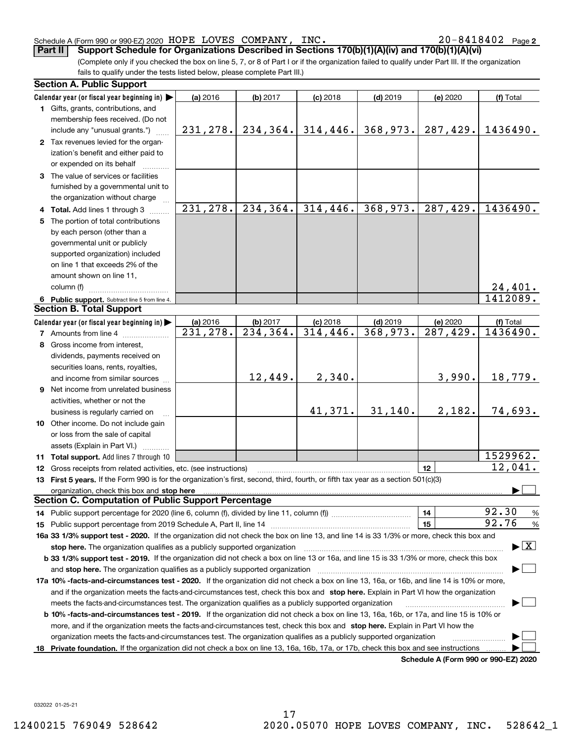Schedule A (Form 990 or 990-EZ) 2020 HOPE LOVES COMPANY, INC. 20-8418402 Page 2

**Part II** **Support Schedule for Organizations Described in Sections 170(b)(1)(A)(iv) and 170(b)(1)(A)(vi)**

(Complete only if you checked the box on line 5, 7, or 8 of Part I or if the organization failed to qualify under Part III. If the organization fails to qualify under the tests listed below, please complete Part III.)

## Section A. Public Support

| Calendar year (or fiscal year beginning in) ▶ | (a) 2016 | (b) 2017 | (c) 2018 | (d) 2019 | (e) 2020 | (f) Total |
|---|---|---|---|---|---|---|
| **1** Gifts, grants, contributions, and membership fees received. (Do not include any "unusual grants.") | 231,278. | 234,364. | 314,446. | 368,973. | 287,429. | 1436490. |
| **2** Tax revenues levied for the organization's benefit and either paid to or expended on its behalf | | | | | | |
| **3** The value of services or facilities furnished by a governmental unit to the organization without charge | | | | | | |
| **4 Total.** Add lines 1 through 3 | 231,278. | 234,364. | 314,446. | 368,973. | 287,429. | 1436490. |
| **5** The portion of total contributions by each person (other than a governmental unit or publicly supported organization) included on line 1 that exceeds 2% of the amount shown on line 11, column (f) | | | | | | 24,401. |
| **6 Public support.** Subtract line 5 from line 4. | | | | | | 1412089. |

## Section B. Total Support

| Calendar year (or fiscal year beginning in) ▶ | (a) 2016 | (b) 2017 | (c) 2018 | (d) 2019 | (e) 2020 | (f) Total |
|---|---|---|---|---|---|---|
| **7** Amounts from line 4 | 231,278. | 234,364. | 314,446. | 368,973. | 287,429. | 1436490. |
| **8** Gross income from interest, dividends, payments received on securities loans, rents, royalties, and income from similar sources | | 12,449. | 2,340. | | 3,990. | 18,779. |
| **9** Net income from unrelated business activities, whether or not the business is regularly carried on | | | 41,371. | 31,140. | 2,182. | 74,693. |
| **10** Other income. Do not include gain or loss from the sale of capital assets (Explain in Part VI.) | | | | | | |
| **11 Total support.** Add lines 7 through 10 | | | | | | 1529962. |

**12** Gross receipts from related activities, etc. (see instructions) — **12** — 12,041.

**13 First 5 years.** If the Form 990 is for the organization's first, second, third, fourth, or fifth tax year as a section 501(c)(3) organization, check this box and **stop here** ▶ ☐

## Section C. Computation of Public Support Percentage

**14** Public support percentage for 2020 (line 6, column (f), divided by line 11, column (f)) — **14** — 92.30 %

**15** Public support percentage from 2019 Schedule A, Part II, line 14 — **15** — 92.76 %

**16a 33 1/3% support test - 2020.** If the organization did not check the box on line 13, and line 14 is 33 1/3% or more, check this box and **stop here.** The organization qualifies as a publicly supported organization ▶ ☒

**b 33 1/3% support test - 2019.** If the organization did not check a box on line 13 or 16a, and line 15 is 33 1/3% or more, check this box and **stop here.** The organization qualifies as a publicly supported organization ▶ ☐

**17a 10% -facts-and-circumstances test - 2020.** If the organization did not check a box on line 13, 16a, or 16b, and line 14 is 10% or more, and if the organization meets the facts-and-circumstances test, check this box and **stop here.** Explain in Part VI how the organization meets the facts-and-circumstances test. The organization qualifies as a publicly supported organization ▶ ☐

**b 10% -facts-and-circumstances test - 2019.** If the organization did not check a box on line 13, 16a, 16b, or 17a, and line 15 is 10% or more, and if the organization meets the facts-and-circumstances test, check this box and **stop here.** Explain in Part VI how the organization meets the facts-and-circumstances test. The organization qualifies as a publicly supported organization ▶ ☐

**18 Private foundation.** If the organization did not check a box on line 13, 16a, 16b, 17a, or 17b, check this box and see instructions ▶ ☐

**Schedule A (Form 990 or 990-EZ) 2020**

032022 01-25-21

12400215 769049 528642 2020.05070 HOPE LOVES COMPANY, INC. 528642_1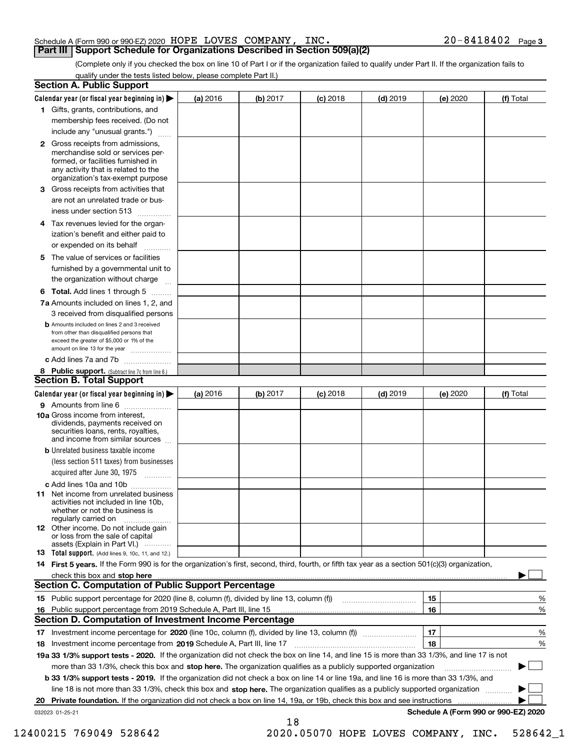Schedule A (Form 990 or 990-EZ) 2020 HOPE LOVES COMPANY, INC. 20-8418402 Page 3

## Part III Support Schedule for Organizations Described in Section 509(a)(2)

(Complete only if you checked the box on line 10 of Part I or if the organization failed to qualify under Part II. If the organization fails to qualify under the tests listed below, please complete Part II.)

### Section A. Public Support

| Calendar year (or fiscal year beginning in) ▶ | (a) 2016 | (b) 2017 | (c) 2018 | (d) 2019 | (e) 2020 | (f) Total |
|---|---|---|---|---|---|---|
| **1** Gifts, grants, contributions, and membership fees received. (Do not include any "unusual grants.") | | | | | | |
| **2** Gross receipts from admissions, merchandise sold or services performed, or facilities furnished in any activity that is related to the organization's tax-exempt purpose | | | | | | |
| **3** Gross receipts from activities that are not an unrelated trade or business under section 513 | | | | | | |
| **4** Tax revenues levied for the organization's benefit and either paid to or expended on its behalf | | | | | | |
| **5** The value of services or facilities furnished by a governmental unit to the organization without charge | | | | | | |
| **6 Total.** Add lines 1 through 5 | | | | | | |
| **7a** Amounts included on lines 1, 2, and 3 received from disqualified persons | | | | | | |
| **b** Amounts included on lines 2 and 3 received from other than disqualified persons that exceed the greater of $5,000 or 1% of the amount on line 13 for the year | | | | | | |
| **c** Add lines 7a and 7b | | | | | | |
| **8 Public support.** (Subtract line 7c from line 6.) | | | | | | |

### Section B. Total Support

| Calendar year (or fiscal year beginning in) ▶ | (a) 2016 | (b) 2017 | (c) 2018 | (d) 2019 | (e) 2020 | (f) Total |
|---|---|---|---|---|---|---|
| **9** Amounts from line 6 | | | | | | |
| **10a** Gross income from interest, dividends, payments received on securities loans, rents, royalties, and income from similar sources | | | | | | |
| **b** Unrelated business taxable income (less section 511 taxes) from businesses acquired after June 30, 1975 | | | | | | |
| **c** Add lines 10a and 10b | | | | | | |
| **11** Net income from unrelated business activities not included in line 10b, whether or not the business is regularly carried on | | | | | | |
| **12** Other income. Do not include gain or loss from the sale of capital assets (Explain in Part VI.) | | | | | | |
| **13 Total support.** (Add lines 9, 10c, 11, and 12.) | | | | | | |

**14 First 5 years.** If the Form 990 is for the organization's first, second, third, fourth, or fifth tax year as a section 501(c)(3) organization, check this box and **stop here** ▶ ☐

### Section C. Computation of Public Support Percentage

| | | | |
|---|---|---|---|
| **15** | Public support percentage for 2020 (line 8, column (f), divided by line 13, column (f)) | 15 | % |
| **16** | Public support percentage from 2019 Schedule A, Part III, line 15 | 16 | % |

### Section D. Computation of Investment Income Percentage

| | | | |
|---|---|---|---|
| **17** | Investment income percentage for **2020** (line 10c, column (f), divided by line 13, column (f)) | 17 | % |
| **18** | Investment income percentage from **2019** Schedule A, Part III, line 17 | 18 | % |

**19a 33 1/3% support tests - 2020.** If the organization did not check the box on line 14, and line 15 is more than 33 1/3%, and line 17 is not more than 33 1/3%, check this box and **stop here.** The organization qualifies as a publicly supported organization ▶ ☐

**b 33 1/3% support tests - 2019.** If the organization did not check a box on line 14 or line 19a, and line 16 is more than 33 1/3%, and line 18 is not more than 33 1/3%, check this box and **stop here.** The organization qualifies as a publicly supported organization ▶ ☐

**20 Private foundation.** If the organization did not check a box on line 14, 19a, or 19b, check this box and see instructions ▶ ☐

032023 01-25-21 **Schedule A (Form 990 or 990-EZ) 2020**

12400215 769049 528642 2020.05070 HOPE LOVES COMPANY, INC. 528642_1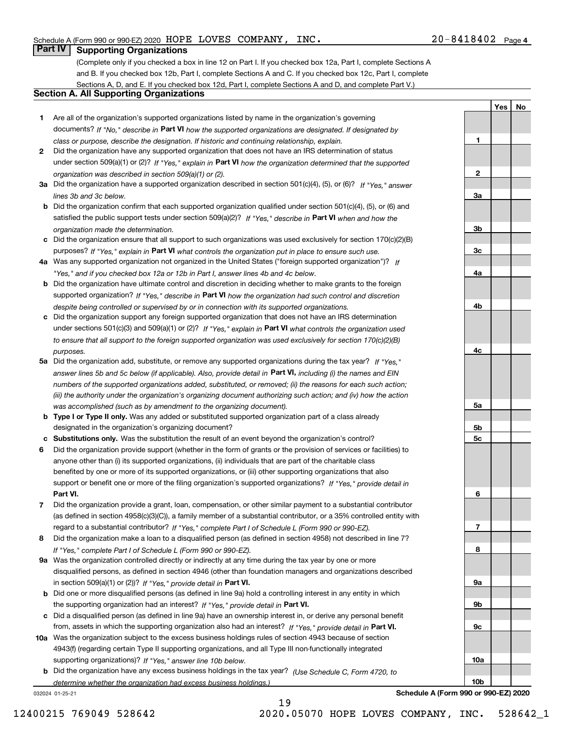Schedule A (Form 990 or 990-EZ) 2020 HOPE LOVES COMPANY, INC. 20-8418402 Page 4

## Part IV Supporting Organizations

(Complete only if you checked a box in line 12 on Part I. If you checked box 12a, Part I, complete Sections A and B. If you checked box 12b, Part I, complete Sections A and C. If you checked box 12c, Part I, complete Sections A, D, and E. If you checked box 12d, Part I, complete Sections A and D, and complete Part V.)

### Section A. All Supporting Organizations

| | | Line | Yes | No |
|---|---|---|---|---|
| **1** | Are all of the organization's supported organizations listed by name in the organization's governing documents? *If "No," describe in* **Part VI** *how the supported organizations are designated. If designated by class or purpose, describe the designation. If historic and continuing relationship, explain.* | **1** | | |
| **2** | Did the organization have any supported organization that does not have an IRS determination of status under section 509(a)(1) or (2)? *If "Yes," explain in* **Part VI** *how the organization determined that the supported organization was described in section 509(a)(1) or (2).* | **2** | | |
| **3a** | Did the organization have a supported organization described in section 501(c)(4), (5), or (6)? *If "Yes," answer lines 3b and 3c below.* | **3a** | | |
| **b** | Did the organization confirm that each supported organization qualified under section 501(c)(4), (5), or (6) and satisfied the public support tests under section 509(a)(2)? *If "Yes," describe in* **Part VI** *when and how the organization made the determination.* | **3b** | | |
| **c** | Did the organization ensure that all support to such organizations was used exclusively for section 170(c)(2)(B) purposes? *If "Yes," explain in* **Part VI** *what controls the organization put in place to ensure such use.* | **3c** | | |
| **4a** | Was any supported organization not organized in the United States ("foreign supported organization")? *If "Yes," and if you checked box 12a or 12b in Part I, answer lines 4b and 4c below.* | **4a** | | |
| **b** | Did the organization have ultimate control and discretion in deciding whether to make grants to the foreign supported organization? *If "Yes," describe in* **Part VI** *how the organization had such control and discretion despite being controlled or supervised by or in connection with its supported organizations.* | **4b** | | |
| **c** | Did the organization support any foreign supported organization that does not have an IRS determination under sections 501(c)(3) and 509(a)(1) or (2)? *If "Yes," explain in* **Part VI** *what controls the organization used to ensure that all support to the foreign supported organization was used exclusively for section 170(c)(2)(B) purposes.* | **4c** | | |
| **5a** | Did the organization add, substitute, or remove any supported organizations during the tax year? *If "Yes," answer lines 5b and 5c below (if applicable). Also, provide detail in* **Part VI,** *including (i) the names and EIN numbers of the supported organizations added, substituted, or removed; (ii) the reasons for each such action; (iii) the authority under the organization's organizing document authorizing such action; and (iv) how the action was accomplished (such as by amendment to the organizing document).* | **5a** | | |
| **b** | **Type I or Type II only.** Was any added or substituted supported organization part of a class already designated in the organization's organizing document? | **5b** | | |
| **c** | **Substitutions only.** Was the substitution the result of an event beyond the organization's control? | **5c** | | |
| **6** | Did the organization provide support (whether in the form of grants or the provision of services or facilities) to anyone other than (i) its supported organizations, (ii) individuals that are part of the charitable class benefited by one or more of its supported organizations, or (iii) other supporting organizations that also support or benefit one or more of the filing organization's supported organizations? *If "Yes," provide detail in* **Part VI.** | **6** | | |
| **7** | Did the organization provide a grant, loan, compensation, or other similar payment to a substantial contributor (as defined in section 4958(c)(3)(C)), a family member of a substantial contributor, or a 35% controlled entity with regard to a substantial contributor? *If "Yes," complete Part I of Schedule L (Form 990 or 990-EZ).* | **7** | | |
| **8** | Did the organization make a loan to a disqualified person (as defined in section 4958) not described in line 7? *If "Yes," complete Part I of Schedule L (Form 990 or 990-EZ).* | **8** | | |
| **9a** | Was the organization controlled directly or indirectly at any time during the tax year by one or more disqualified persons, as defined in section 4946 (other than foundation managers and organizations described in section 509(a)(1) or (2))? *If "Yes," provide detail in* **Part VI.** | **9a** | | |
| **b** | Did one or more disqualified persons (as defined in line 9a) hold a controlling interest in any entity in which the supporting organization had an interest? *If "Yes," provide detail in* **Part VI.** | **9b** | | |
| **c** | Did a disqualified person (as defined in line 9a) have an ownership interest in, or derive any personal benefit from, assets in which the supporting organization also had an interest? *If "Yes," provide detail in* **Part VI.** | **9c** | | |
| **10a** | Was the organization subject to the excess business holdings rules of section 4943 because of section 4943(f) (regarding certain Type II supporting organizations, and all Type III non-functionally integrated supporting organizations)? *If "Yes," answer line 10b below.* | **10a** | | |
| **b** | Did the organization have any excess business holdings in the tax year? *(Use Schedule C, Form 4720, to determine whether the organization had excess business holdings.)* | **10b** | | |

032024 01-25-21 **Schedule A (Form 990 or 990-EZ) 2020**

12400215 769049 528642 2020.05070 HOPE LOVES COMPANY, INC. 528642_1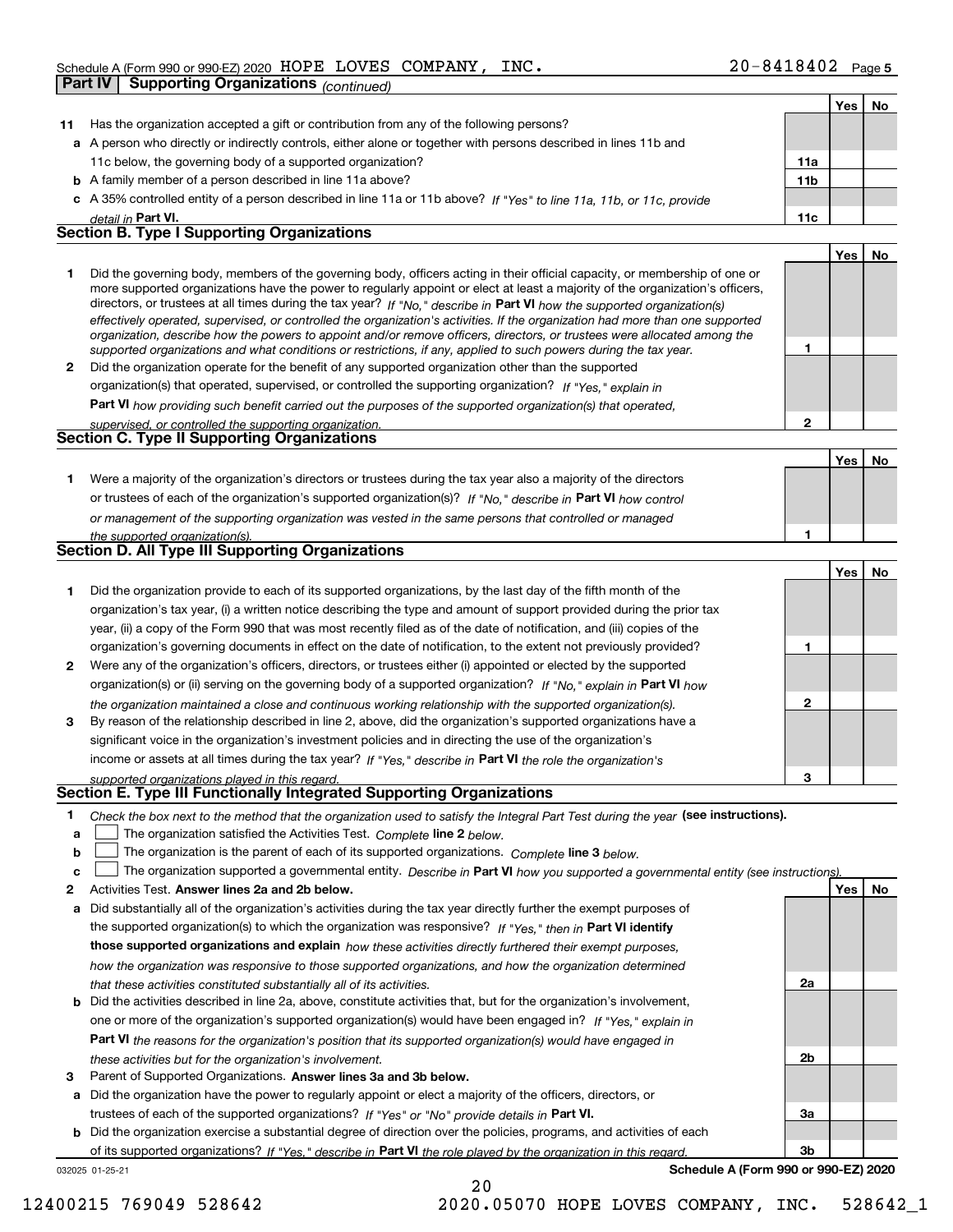Schedule A (Form 990 or 990-EZ) 2020 HOPE LOVES COMPANY, INC. 20-8418402 Page **5**

**Part IV | Supporting Organizations** *(continued)*

| | | | Yes | No |
|---|---|---|---|---|
| **11** | Has the organization accepted a gift or contribution from any of the following persons? | | | |
| **a** | A person who directly or indirectly controls, either alone or together with persons described in lines 11b and 11c below, the governing body of a supported organization? | **11a** | | |
| **b** | A family member of a person described in line 11a above? | **11b** | | |
| **c** | A 35% controlled entity of a person described in line 11a or 11b above? *If "Yes" to line 11a, 11b, or 11c, provide detail in* **Part VI.** | **11c** | | |

### Section B. Type I Supporting Organizations

| | | | Yes | No |
|---|---|---|---|---|
| **1** | Did the governing body, members of the governing body, officers acting in their official capacity, or membership of one or more supported organizations have the power to regularly appoint or elect at least a majority of the organization's officers, directors, or trustees at all times during the tax year? *If "No," describe in* **Part VI** *how the supported organization(s) effectively operated, supervised, or controlled the organization's activities. If the organization had more than one supported organization, describe how the powers to appoint and/or remove officers, directors, or trustees were allocated among the supported organizations and what conditions or restrictions, if any, applied to such powers during the tax year.* | **1** | | |
| **2** | Did the organization operate for the benefit of any supported organization other than the supported organization(s) that operated, supervised, or controlled the supporting organization? *If "Yes," explain in* **Part VI** *how providing such benefit carried out the purposes of the supported organization(s) that operated, supervised, or controlled the supporting organization.* | **2** | | |

### Section C. Type II Supporting Organizations

| | | | Yes | No |
|---|---|---|---|---|
| **1** | Were a majority of the organization's directors or trustees during the tax year also a majority of the directors or trustees of each of the organization's supported organization(s)? *If "No," describe in* **Part VI** *how control or management of the supporting organization was vested in the same persons that controlled or managed the supported organization(s).* | **1** | | |

### Section D. All Type III Supporting Organizations

| | | | Yes | No |
|---|---|---|---|---|
| **1** | Did the organization provide to each of its supported organizations, by the last day of the fifth month of the organization's tax year, (i) a written notice describing the type and amount of support provided during the prior tax year, (ii) a copy of the Form 990 that was most recently filed as of the date of notification, and (iii) copies of the organization's governing documents in effect on the date of notification, to the extent not previously provided? | **1** | | |
| **2** | Were any of the organization's officers, directors, or trustees either (i) appointed or elected by the supported organization(s) or (ii) serving on the governing body of a supported organization? *If "No," explain in* **Part VI** *how the organization maintained a close and continuous working relationship with the supported organization(s).* | **2** | | |
| **3** | By reason of the relationship described in line 2, above, did the organization's supported organizations have a significant voice in the organization's investment policies and in directing the use of the organization's income or assets at all times during the tax year? *If "Yes," describe in* **Part VI** *the role the organization's supported organizations played in this regard.* | **3** | | |

### Section E. Type III Functionally Integrated Supporting Organizations

**1** *Check the box next to the method that the organization used to satisfy the Integral Part Test during the year* **(see instructions).**

- **a** ☐ The organization satisfied the Activities Test. *Complete* **line 2** *below.*
- **b** ☐ The organization is the parent of each of its supported organizations. *Complete* **line 3** *below.*
- **c** ☐ The organization supported a governmental entity. *Describe in* **Part VI** *how you supported a governmental entity (see instructions).*

| | | | Yes | No |
|---|---|---|---|---|
| **2** | Activities Test. **Answer lines 2a and 2b below.** | | | |
| **a** | Did substantially all of the organization's activities during the tax year directly further the exempt purposes of the supported organization(s) to which the organization was responsive? *If "Yes," then in* **Part VI identify those supported organizations and explain** *how these activities directly furthered their exempt purposes, how the organization was responsive to those supported organizations, and how the organization determined that these activities constituted substantially all of its activities.* | **2a** | | |
| **b** | Did the activities described in line 2a, above, constitute activities that, but for the organization's involvement, one or more of the organization's supported organization(s) would have been engaged in? *If "Yes," explain in* **Part VI** *the reasons for the organization's position that its supported organization(s) would have engaged in these activities but for the organization's involvement.* | **2b** | | |
| **3** | Parent of Supported Organizations. **Answer lines 3a and 3b below.** | | | |
| **a** | Did the organization have the power to regularly appoint or elect a majority of the officers, directors, or trustees of each of the supported organizations? *If "Yes" or "No" provide details in* **Part VI.** | **3a** | | |
| **b** | Did the organization exercise a substantial degree of direction over the policies, programs, and activities of each of its supported organizations? *If "Yes," describe in* **Part VI** *the role played by the organization in this regard.* | **3b** | | |

032025 01-25-21 **Schedule A (Form 990 or 990-EZ) 2020**

12400215 769049 528642 2020.05070 HOPE LOVES COMPANY, INC. 528642_1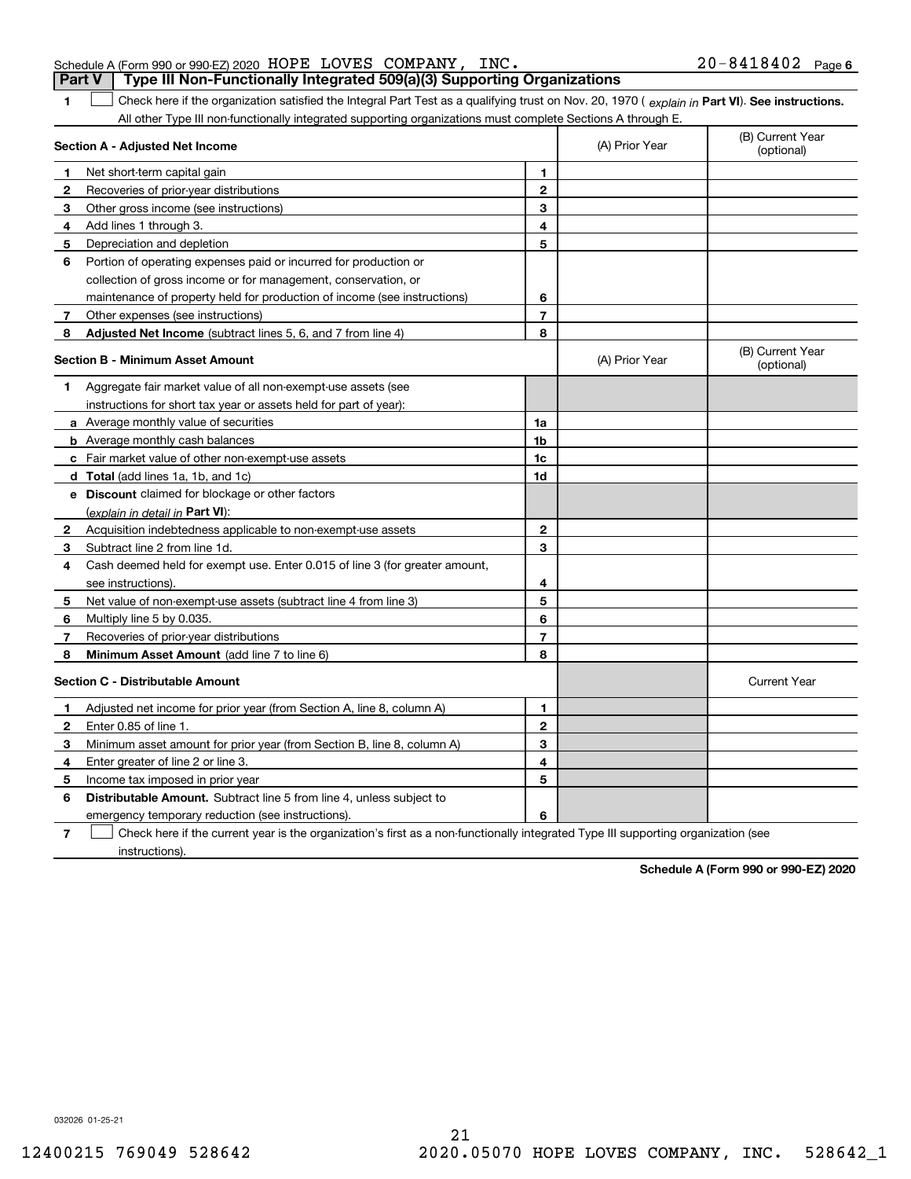Schedule A (Form 990 or 990-EZ) 2020 HOPE LOVES COMPANY, INC. 20-8418402 Page 6

**Part V | Type III Non-Functionally Integrated 509(a)(3) Supporting Organizations**

**1** ☐ Check here if the organization satisfied the Integral Part Test as a qualifying trust on Nov. 20, 1970 ( *explain in* **Part VI**). **See instructions.** All other Type III non-functionally integrated supporting organizations must complete Sections A through E.

| **Section A - Adjusted Net Income** | | (A) Prior Year | (B) Current Year (optional) |
|---|---|---|---|
| **1** Net short-term capital gain | 1 | | |
| **2** Recoveries of prior-year distributions | 2 | | |
| **3** Other gross income (see instructions) | 3 | | |
| **4** Add lines 1 through 3. | 4 | | |
| **5** Depreciation and depletion | 5 | | |
| **6** Portion of operating expenses paid or incurred for production or collection of gross income or for management, conservation, or maintenance of property held for production of income (see instructions) | 6 | | |
| **7** Other expenses (see instructions) | 7 | | |
| **8** **Adjusted Net Income** (subtract lines 5, 6, and 7 from line 4) | 8 | | |

| **Section B - Minimum Asset Amount** | | (A) Prior Year | (B) Current Year (optional) |
|---|---|---|---|
| **1** Aggregate fair market value of all non-exempt-use assets (see instructions for short tax year or assets held for part of year): | | | |
| **a** Average monthly value of securities | 1a | | |
| **b** Average monthly cash balances | 1b | | |
| **c** Fair market value of other non-exempt-use assets | 1c | | |
| **d** **Total** (add lines 1a, 1b, and 1c) | 1d | | |
| **e** **Discount** claimed for blockage or other factors (*explain in detail in* **Part VI**): | | | |
| **2** Acquisition indebtedness applicable to non-exempt-use assets | 2 | | |
| **3** Subtract line 2 from line 1d. | 3 | | |
| **4** Cash deemed held for exempt use. Enter 0.015 of line 3 (for greater amount, see instructions). | 4 | | |
| **5** Net value of non-exempt-use assets (subtract line 4 from line 3) | 5 | | |
| **6** Multiply line 5 by 0.035. | 6 | | |
| **7** Recoveries of prior-year distributions | 7 | | |
| **8** **Minimum Asset Amount** (add line 7 to line 6) | 8 | | |

| **Section C - Distributable Amount** | | | Current Year |
|---|---|---|---|
| **1** Adjusted net income for prior year (from Section A, line 8, column A) | 1 | | |
| **2** Enter 0.85 of line 1. | 2 | | |
| **3** Minimum asset amount for prior year (from Section B, line 8, column A) | 3 | | |
| **4** Enter greater of line 2 or line 3. | 4 | | |
| **5** Income tax imposed in prior year | 5 | | |
| **6** **Distributable Amount.** Subtract line 5 from line 4, unless subject to emergency temporary reduction (see instructions). | 6 | | |

**7** ☐ Check here if the current year is the organization's first as a non-functionally integrated Type III supporting organization (see instructions).

**Schedule A (Form 990 or 990-EZ) 2020**

032026 01-25-21

12400215 769049 528642 2020.05070 HOPE LOVES COMPANY, INC. 528642_1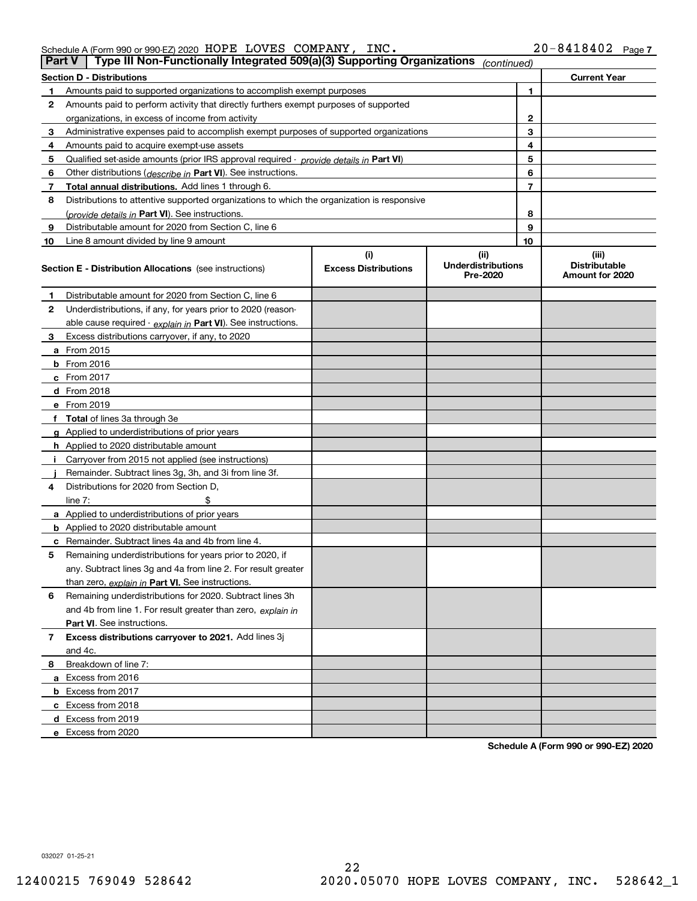Schedule A (Form 990 or 990-EZ) 2020 HOPE LOVES COMPANY, INC. 20-8418402

## Part V Type III Non-Functionally Integrated 509(a)(3) Supporting Organizations *(continued)*

| Section D - Distributions | | Current Year |
|---|---|---|
| 1 Amounts paid to supported organizations to accomplish exempt purposes | 1 | |
| 2 Amounts paid to perform activity that directly furthers exempt purposes of supported organizations, in excess of income from activity | 2 | |
| 3 Administrative expenses paid to accomplish exempt purposes of supported organizations | 3 | |
| 4 Amounts paid to acquire exempt-use assets | 4 | |
| 5 Qualified set-aside amounts (prior IRS approval required - *provide details in* **Part VI**) | 5 | |
| 6 Other distributions (*describe in* **Part VI**). See instructions. | 6 | |
| 7 **Total annual distributions.** Add lines 1 through 6. | 7 | |
| 8 Distributions to attentive supported organizations to which the organization is responsive (*provide details in* **Part VI**). See instructions. | 8 | |
| 9 Distributable amount for 2020 from Section C, line 6 | 9 | |
| 10 Line 8 amount divided by line 9 amount | 10 | |

| Section E - Distribution Allocations (see instructions) | (i) Excess Distributions | (ii) Underdistributions Pre-2020 | (iii) Distributable Amount for 2020 |
|---|---|---|---|
| 1 Distributable amount for 2020 from Section C, line 6 | | | |
| 2 Underdistributions, if any, for years prior to 2020 (reasonable cause required - *explain in* **Part VI**). See instructions. | | | |
| 3 Excess distributions carryover, if any, to 2020 | | | |
| a From 2015 | | | |
| b From 2016 | | | |
| c From 2017 | | | |
| d From 2018 | | | |
| e From 2019 | | | |
| f **Total** of lines 3a through 3e | | | |
| g Applied to underdistributions of prior years | | | |
| h Applied to 2020 distributable amount | | | |
| i Carryover from 2015 not applied (see instructions) | | | |
| j Remainder. Subtract lines 3g, 3h, and 3i from line 3f. | | | |
| 4 Distributions for 2020 from Section D, line 7: $ | | | |
| a Applied to underdistributions of prior years | | | |
| b Applied to 2020 distributable amount | | | |
| c Remainder. Subtract lines 4a and 4b from line 4. | | | |
| 5 Remaining underdistributions for years prior to 2020, if any. Subtract lines 3g and 4a from line 2. For result greater than zero, *explain in* **Part VI.** See instructions. | | | |
| 6 Remaining underdistributions for 2020. Subtract lines 3h and 4b from line 1. For result greater than zero, *explain in* **Part VI**. See instructions. | | | |
| 7 **Excess distributions carryover to 2021.** Add lines 3j and 4c. | | | |
| 8 Breakdown of line 7: | | | |
| a Excess from 2016 | | | |
| b Excess from 2017 | | | |
| c Excess from 2018 | | | |
| d Excess from 2019 | | | |
| e Excess from 2020 | | | |

**Schedule A (Form 990 or 990-EZ) 2020**

032027 01-25-21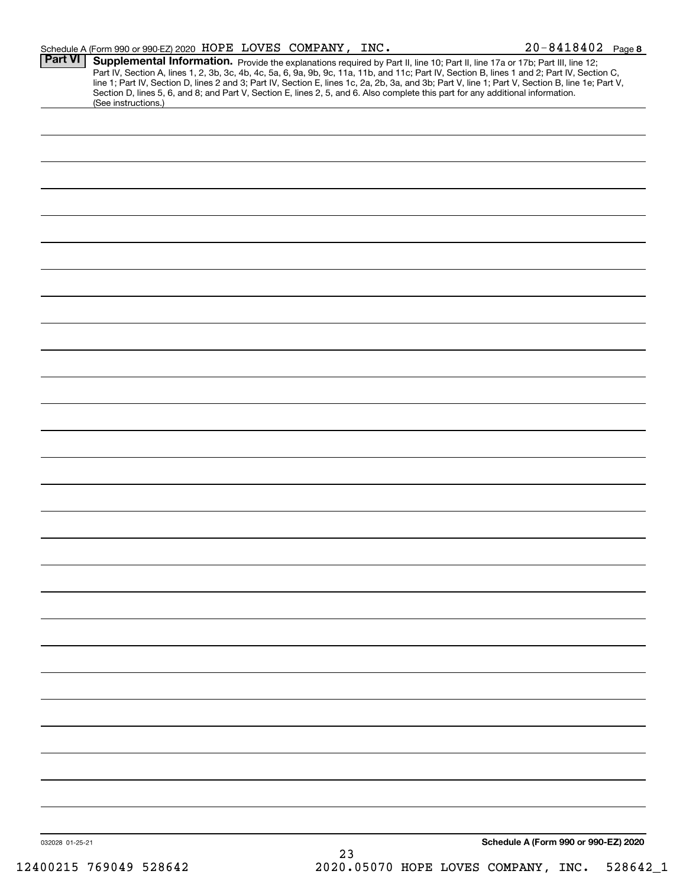Schedule A (Form 990 or 990-EZ) 2020 HOPE LOVES COMPANY, INC. 20-8418402 Page **8**

## Part VI Supplemental Information.

Provide the explanations required by Part II, line 10; Part II, line 17a or 17b; Part III, line 12; Part IV, Section A, lines 1, 2, 3b, 3c, 4b, 4c, 5a, 6, 9a, 9b, 9c, 11a, 11b, and 11c; Part IV, Section B, lines 1 and 2; Part IV, Section C, line 1; Part IV, Section D, lines 2 and 3; Part IV, Section E, lines 1c, 2a, 2b, 3a, and 3b; Part V, line 1; Part V, Section B, line 1e; Part V, Section D, lines 5, 6, and 8; and Part V, Section E, lines 2, 5, and 6. Also complete this part for any additional information. (See instructions.)

032028 01-25-21

**Schedule A (Form 990 or 990-EZ) 2020**

12400215 769049 528642 2020.05070 HOPE LOVES COMPANY, INC. 528642_1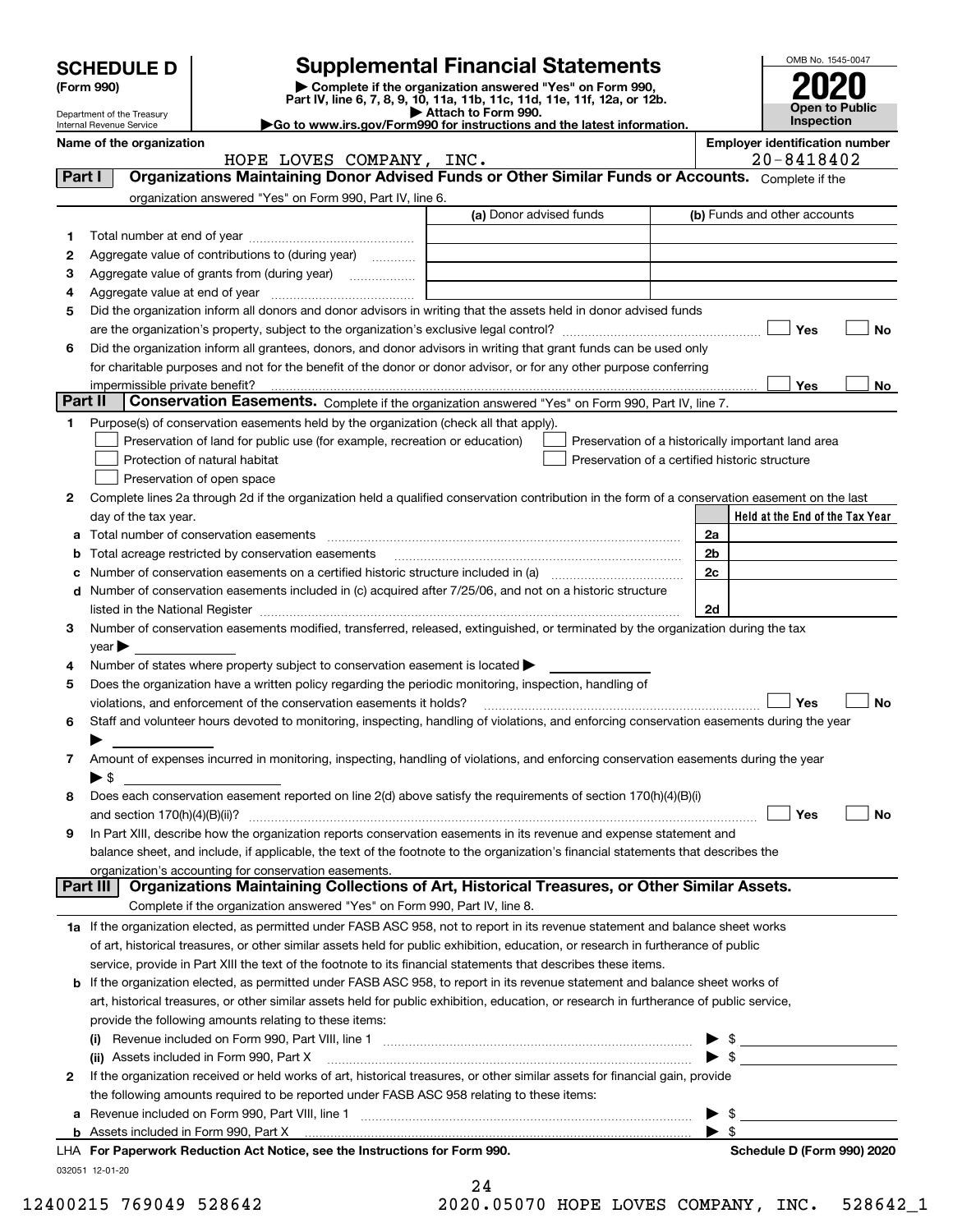# SCHEDULE D (Form 990)

Department of the Treasury
Internal Revenue Service

# Supplemental Financial Statements

▶ Complete if the organization answered "Yes" on Form 990, Part IV, line 6, 7, 8, 9, 10, 11a, 11b, 11c, 11d, 11e, 11f, 12a, or 12b.
▶ Attach to Form 990.
▶Go to www.irs.gov/Form990 for instructions and the latest information.

OMB No. 1545-0047

**2020**

**Open to Public Inspection**

**Name of the organization:** HOPE LOVES COMPANY, INC.

**Employer identification number:** 20-8418402

## Part I Organizations Maintaining Donor Advised Funds or Other Similar Funds or Accounts.

Complete if the organization answered "Yes" on Form 990, Part IV, line 6.

| | | (a) Donor advised funds | (b) Funds and other accounts |
|---|---|---|---|
| 1 | Total number at end of year | | |
| 2 | Aggregate value of contributions to (during year) | | |
| 3 | Aggregate value of grants from (during year) | | |
| 4 | Aggregate value at end of year | | |

5 Did the organization inform all donors and donor advisors in writing that the assets held in donor advised funds are the organization's property, subject to the organization's exclusive legal control? ☐ Yes ☐ No

6 Did the organization inform all grantees, donors, and donor advisors in writing that grant funds can be used only for charitable purposes and not for the benefit of the donor or donor advisor, or for any other purpose conferring impermissible private benefit? ☐ Yes ☐ No

## Part II Conservation Easements.

Complete if the organization answered "Yes" on Form 990, Part IV, line 7.

1 Purpose(s) of conservation easements held by the organization (check all that apply).

- ☐ Preservation of land for public use (for example, recreation or education)
- ☐ Protection of natural habitat
- ☐ Preservation of open space
- ☐ Preservation of a historically important land area
- ☐ Preservation of a certified historic structure

2 Complete lines 2a through 2d if the organization held a qualified conservation contribution in the form of a conservation easement on the last day of the tax year.

| | | | Held at the End of the Tax Year |
|---|---|---|---|
| a | Total number of conservation easements | 2a | |
| b | Total acreage restricted by conservation easements | 2b | |
| c | Number of conservation easements on a certified historic structure included in (a) | 2c | |
| d | Number of conservation easements included in (c) acquired after 7/25/06, and not on a historic structure listed in the National Register | 2d | |

3 Number of conservation easements modified, transferred, released, extinguished, or terminated by the organization during the tax year ▶

4 Number of states where property subject to conservation easement is located ▶

5 Does the organization have a written policy regarding the periodic monitoring, inspection, handling of violations, and enforcement of the conservation easements it holds? ☐ Yes ☐ No

6 Staff and volunteer hours devoted to monitoring, inspecting, handling of violations, and enforcing conservation easements during the year ▶

7 Amount of expenses incurred in monitoring, inspecting, handling of violations, and enforcing conservation easements during the year ▶ $

8 Does each conservation easement reported on line 2(d) above satisfy the requirements of section 170(h)(4)(B)(i) and section 170(h)(4)(B)(ii)? ☐ Yes ☐ No

9 In Part XIII, describe how the organization reports conservation easements in its revenue and expense statement and balance sheet, and include, if applicable, the text of the footnote to the organization's financial statements that describes the organization's accounting for conservation easements.

## Part III Organizations Maintaining Collections of Art, Historical Treasures, or Other Similar Assets.

Complete if the organization answered "Yes" on Form 990, Part IV, line 8.

1a If the organization elected, as permitted under FASB ASC 958, not to report in its revenue statement and balance sheet works of art, historical treasures, or other similar assets held for public exhibition, education, or research in furtherance of public service, provide in Part XIII the text of the footnote to its financial statements that describes these items.

b If the organization elected, as permitted under FASB ASC 958, to report in its revenue statement and balance sheet works of art, historical treasures, or other similar assets held for public exhibition, education, or research in furtherance of public service, provide the following amounts relating to these items:

(i) Revenue included on Form 990, Part VIII, line 1 ▶ $

(ii) Assets included in Form 990, Part X ▶ $

2 If the organization received or held works of art, historical treasures, or other similar assets for financial gain, provide the following amounts required to be reported under FASB ASC 958 relating to these items:

a Revenue included on Form 990, Part VIII, line 1 ▶ $

b Assets included in Form 990, Part X ▶ $

LHA For Paperwork Reduction Act Notice, see the Instructions for Form 990. Schedule D (Form 990) 2020

032051 12-01-20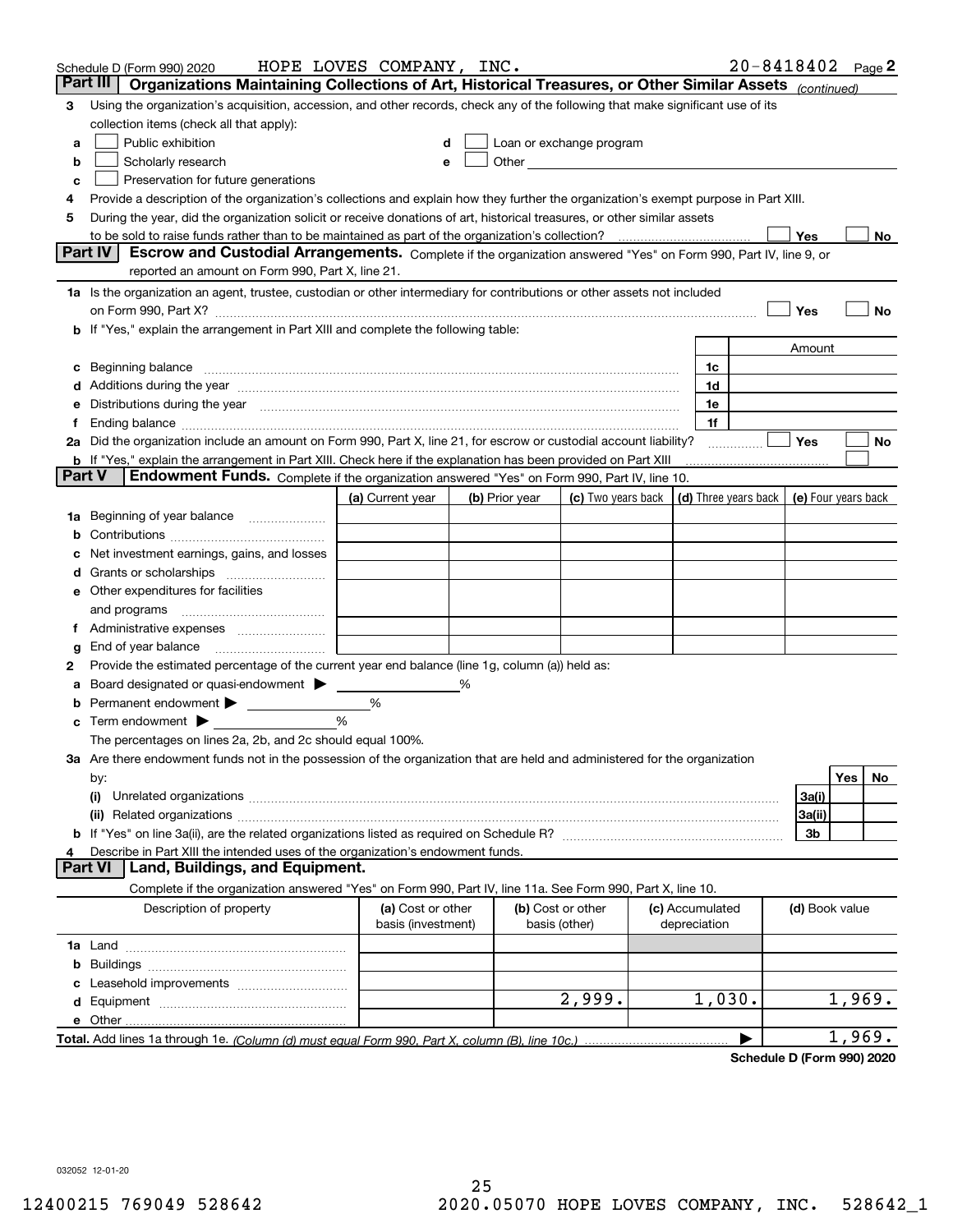Schedule D (Form 990) 2020 HOPE LOVES COMPANY, INC. 20-8418402 Page 2

## Part III Organizations Maintaining Collections of Art, Historical Treasures, or Other Similar Assets *(continued)*

**3** Using the organization's acquisition, accession, and other records, check any of the following that make significant use of its collection items (check all that apply):

- **a** ☐ Public exhibition
- **b** ☐ Scholarly research
- **c** ☐ Preservation for future generations
- **d** ☐ Loan or exchange program
- **e** ☐ Other

**4** Provide a description of the organization's collections and explain how they further the organization's exempt purpose in Part XIII.

**5** During the year, did the organization solicit or receive donations of art, historical treasures, or other similar assets to be sold to raise funds rather than to be maintained as part of the organization's collection? ☐ Yes ☐ No

## Part IV Escrow and Custodial Arrangements.

Complete if the organization answered "Yes" on Form 990, Part IV, line 9, or reported an amount on Form 990, Part X, line 21.

**1a** Is the organization an agent, trustee, custodian or other intermediary for contributions or other assets not included on Form 990, Part X? ☐ Yes ☐ No

**b** If "Yes," explain the arrangement in Part XIII and complete the following table:

| | | Amount |
|---|---|---|
| **c** Beginning balance | 1c | |
| **d** Additions during the year | 1d | |
| **e** Distributions during the year | 1e | |
| **f** Ending balance | 1f | |

**2a** Did the organization include an amount on Form 990, Part X, line 21, for escrow or custodial account liability? ☐ Yes ☐ No

**b** If "Yes," explain the arrangement in Part XIII. Check here if the explanation has been provided on Part XIII ☐

## Part V Endowment Funds.

Complete if the organization answered "Yes" on Form 990, Part IV, line 10.

| | (a) Current year | (b) Prior year | (c) Two years back | (d) Three years back | (e) Four years back |
|---|---|---|---|---|---|
| **1a** Beginning of year balance | | | | | |
| **b** Contributions | | | | | |
| **c** Net investment earnings, gains, and losses | | | | | |
| **d** Grants or scholarships | | | | | |
| **e** Other expenditures for facilities and programs | | | | | |
| **f** Administrative expenses | | | | | |
| **g** End of year balance | | | | | |

**2** Provide the estimated percentage of the current year end balance (line 1g, column (a)) held as:

- **a** Board designated or quasi-endowment ▶ ______ %
- **b** Permanent endowment ▶ ______ %
- **c** Term endowment ▶ ______ %

The percentages on lines 2a, 2b, and 2c should equal 100%.

**3a** Are there endowment funds not in the possession of the organization that are held and administered for the organization by:

| | | Yes | No |
|---|---|---|---|
| **(i)** Unrelated organizations | 3a(i) | | |
| **(ii)** Related organizations | 3a(ii) | | |
| **b** If "Yes" on line 3a(ii), are the related organizations listed as required on Schedule R? | 3b | | |

**4** Describe in Part XIII the intended uses of the organization's endowment funds.

## Part VI Land, Buildings, and Equipment.

Complete if the organization answered "Yes" on Form 990, Part IV, line 11a. See Form 990, Part X, line 10.

| Description of property | (a) Cost or other basis (investment) | (b) Cost or other basis (other) | (c) Accumulated depreciation | (d) Book value |
|---|---|---|---|---|
| **1a** Land | | | | |
| **b** Buildings | | | | |
| **c** Leasehold improvements | | | | |
| **d** Equipment | | 2,999. | 1,030. | 1,969. |
| **e** Other | | | | |
| **Total.** Add lines 1a through 1e. *(Column (d) must equal Form 990, Part X, column (B), line 10c.)* | | | ▶ | 1,969. |

**Schedule D (Form 990) 2020**

032052 12-01-20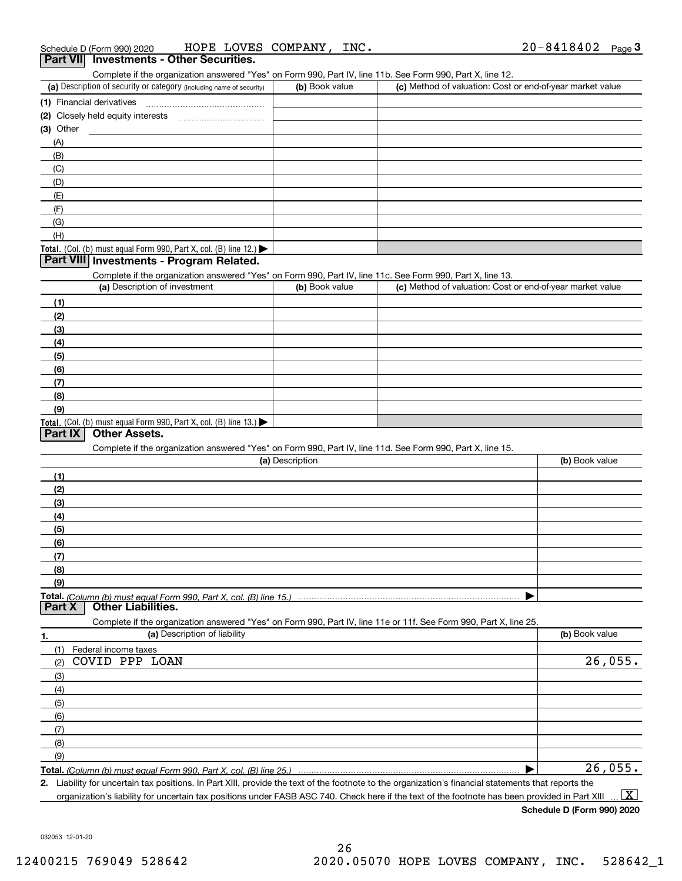Schedule D (Form 990) 2020 HOPE LOVES COMPANY, INC. 20-8418402 Page 3

## Part VII Investments - Other Securities.

Complete if the organization answered "Yes" on Form 990, Part IV, line 11b. See Form 990, Part X, line 12.

| (a) Description of security or category (including name of security) | (b) Book value | (c) Method of valuation: Cost or end-of-year market value |
|---|---|---|
| (1) Financial derivatives | | |
| (2) Closely held equity interests | | |
| (3) Other | | |
| (A) | | |
| (B) | | |
| (C) | | |
| (D) | | |
| (E) | | |
| (F) | | |
| (G) | | |
| (H) | | |
| Total. (Col. (b) must equal Form 990, Part X, col. (B) line 12.) | | |

## Part VIII Investments - Program Related.

Complete if the organization answered "Yes" on Form 990, Part IV, line 11c. See Form 990, Part X, line 13.

| (a) Description of investment | (b) Book value | (c) Method of valuation: Cost or end-of-year market value |
|---|---|---|
| (1) | | |
| (2) | | |
| (3) | | |
| (4) | | |
| (5) | | |
| (6) | | |
| (7) | | |
| (8) | | |
| (9) | | |
| Total. (Col. (b) must equal Form 990, Part X, col. (B) line 13.) | | |

## Part IX Other Assets.

Complete if the organization answered "Yes" on Form 990, Part IV, line 11d. See Form 990, Part X, line 15.

| (a) Description | (b) Book value |
|---|---|
| (1) | |
| (2) | |
| (3) | |
| (4) | |
| (5) | |
| (6) | |
| (7) | |
| (8) | |
| (9) | |
| Total. *(Column (b) must equal Form 990, Part X, col. (B) line 15.)* | |

## Part X Other Liabilities.

Complete if the organization answered "Yes" on Form 990, Part IV, line 11e or 11f. See Form 990, Part X, line 25.

| 1. (a) Description of liability | (b) Book value |
|---|---|
| (1) Federal income taxes | |
| (2) COVID PPP LOAN | 26,055. |
| (3) | |
| (4) | |
| (5) | |
| (6) | |
| (7) | |
| (8) | |
| (9) | |
| Total. *(Column (b) must equal Form 990, Part X, col. (B) line 25.)* | 26,055. |

2. Liability for uncertain tax positions. In Part XIII, provide the text of the footnote to the organization's financial statements that reports the organization's liability for uncertain tax positions under FASB ASC 740. Check here if the text of the footnote has been provided in Part XIII ... [X]

Schedule D (Form 990) 2020

032053 12-01-20

12400215 769049 528642 2020.05070 HOPE LOVES COMPANY, INC. 528642_1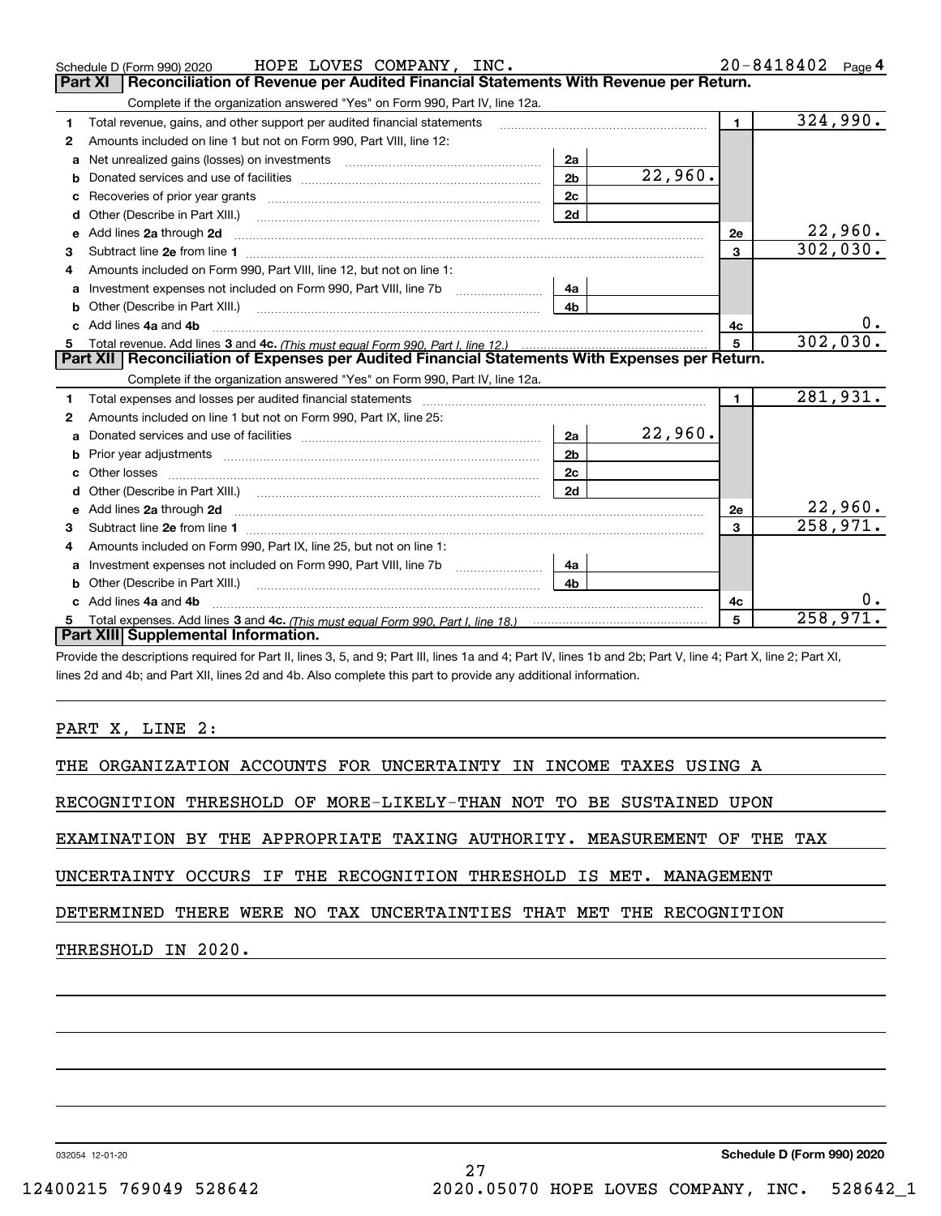Schedule D (Form 990) 2020 HOPE LOVES COMPANY, INC. 20-8418402 Page 4

## Part XI Reconciliation of Revenue per Audited Financial Statements With Revenue per Return.

Complete if the organization answered "Yes" on Form 990, Part IV, line 12a.

| | | | | | |
|---|---|---|---|---|---|
| 1 | Total revenue, gains, and other support per audited financial statements | | | 1 | 324,990. |
| 2 | Amounts included on line 1 but not on Form 990, Part VIII, line 12: | | | | |
| a | Net unrealized gains (losses) on investments | 2a | | | |
| b | Donated services and use of facilities | 2b | 22,960. | | |
| c | Recoveries of prior year grants | 2c | | | |
| d | Other (Describe in Part XIII.) | 2d | | | |
| e | Add lines 2a through 2d | | | 2e | 22,960. |
| 3 | Subtract line 2e from line 1 | | | 3 | 302,030. |
| 4 | Amounts included on Form 990, Part VIII, line 12, but not on line 1: | | | | |
| a | Investment expenses not included on Form 990, Part VIII, line 7b | 4a | | | |
| b | Other (Describe in Part XIII.) | 4b | | | |
| c | Add lines 4a and 4b | | | 4c | 0. |
| 5 | Total revenue. Add lines 3 and 4c. *(This must equal Form 990, Part I, line 12.)* | | | 5 | 302,030. |

## Part XII Reconciliation of Expenses per Audited Financial Statements With Expenses per Return.

Complete if the organization answered "Yes" on Form 990, Part IV, line 12a.

| | | | | | |
|---|---|---|---|---|---|
| 1 | Total expenses and losses per audited financial statements | | | 1 | 281,931. |
| 2 | Amounts included on line 1 but not on Form 990, Part IX, line 25: | | | | |
| a | Donated services and use of facilities | 2a | 22,960. | | |
| b | Prior year adjustments | 2b | | | |
| c | Other losses | 2c | | | |
| d | Other (Describe in Part XIII.) | 2d | | | |
| e | Add lines 2a through 2d | | | 2e | 22,960. |
| 3 | Subtract line 2e from line 1 | | | 3 | 258,971. |
| 4 | Amounts included on Form 990, Part IX, line 25, but not on line 1: | | | | |
| a | Investment expenses not included on Form 990, Part VIII, line 7b | 4a | | | |
| b | Other (Describe in Part XIII.) | 4b | | | |
| c | Add lines 4a and 4b | | | 4c | 0. |
| 5 | Total expenses. Add lines 3 and 4c. *(This must equal Form 990, Part I, line 18.)* | | | 5 | 258,971. |

## Part XIII Supplemental Information.

Provide the descriptions required for Part II, lines 3, 5, and 9; Part III, lines 1a and 4; Part IV, lines 1b and 2b; Part V, line 4; Part X, line 2; Part XI, lines 2d and 4b; and Part XII, lines 2d and 4b. Also complete this part to provide any additional information.

PART X, LINE 2:

THE ORGANIZATION ACCOUNTS FOR UNCERTAINTY IN INCOME TAXES USING A RECOGNITION THRESHOLD OF MORE-LIKELY-THAN NOT TO BE SUSTAINED UPON EXAMINATION BY THE APPROPRIATE TAXING AUTHORITY. MEASUREMENT OF THE TAX UNCERTAINTY OCCURS IF THE RECOGNITION THRESHOLD IS MET. MANAGEMENT DETERMINED THERE WERE NO TAX UNCERTAINTIES THAT MET THE RECOGNITION THRESHOLD IN 2020.

032054 12-01-20 **Schedule D (Form 990) 2020**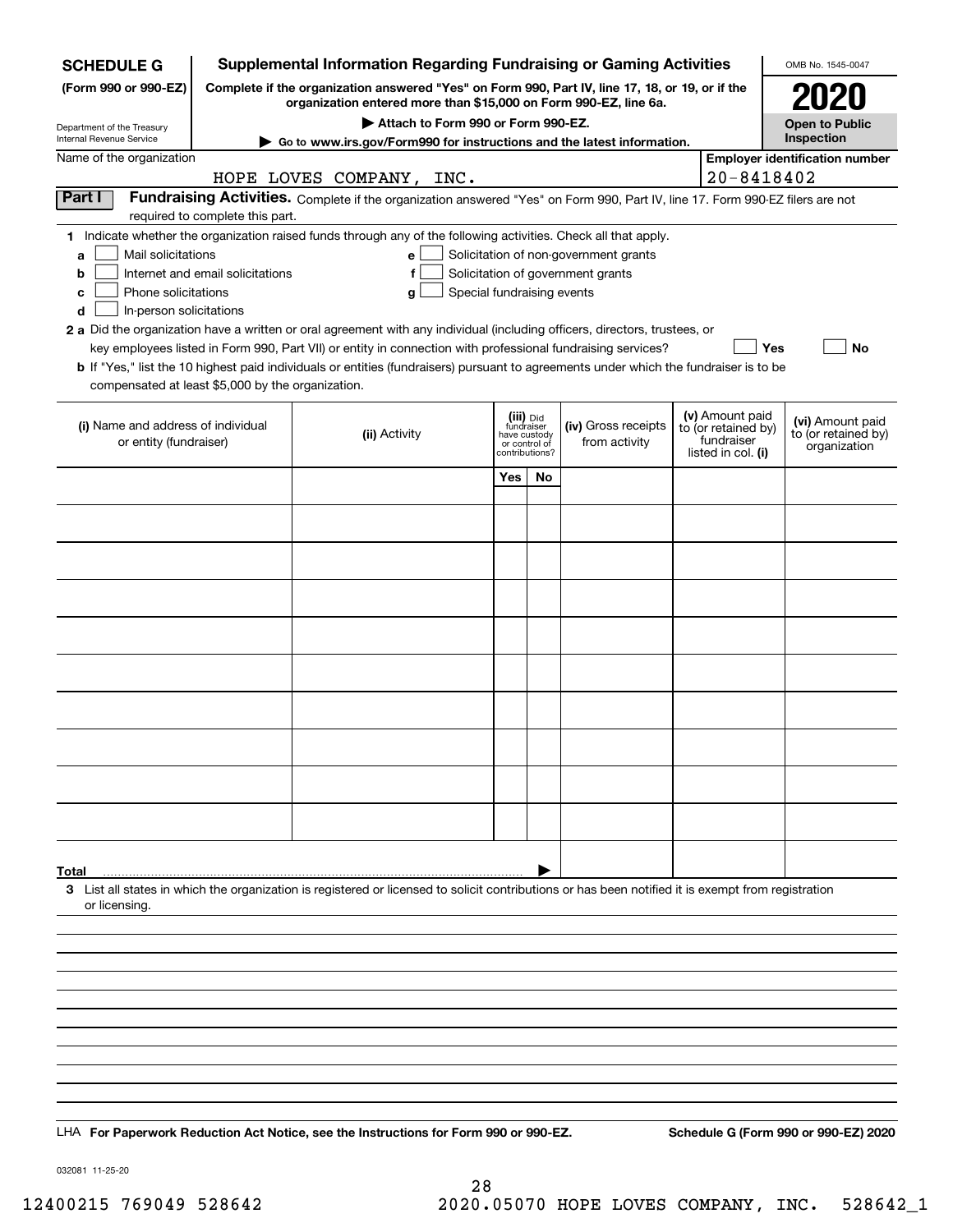**SCHEDULE G**
**(Form 990 or 990-EZ)**

Department of the Treasury
Internal Revenue Service

# Supplemental Information Regarding Fundraising or Gaming Activities

**Complete if the organization answered "Yes" on Form 990, Part IV, line 17, 18, or 19, or if the organization entered more than $15,000 on Form 990-EZ, line 6a.**

**▶ Attach to Form 990 or Form 990-EZ.**

**▶ Go to www.irs.gov/Form990 for instructions and the latest information.**

OMB No. 1545-0047

**2020**

**Open to Public Inspection**

Name of the organization: HOPE LOVES COMPANY, INC.

**Employer identification number:** 20-8418402

**Part I** **Fundraising Activities.** Complete if the organization answered "Yes" on Form 990, Part IV, line 17. Form 990-EZ filers are not required to complete this part.

**1** Indicate whether the organization raised funds through any of the following activities. Check all that apply.

- **a** ☐ Mail solicitations
- **b** ☐ Internet and email solicitations
- **c** ☐ Phone solicitations
- **d** ☐ In-person solicitations
- **e** ☐ Solicitation of non-government grants
- **f** ☐ Solicitation of government grants
- **g** ☐ Special fundraising events

**2 a** Did the organization have a written or oral agreement with any individual (including officers, directors, trustees, or key employees listed in Form 990, Part VII) or entity in connection with professional fundraising services? ☐ **Yes** ☐ **No**

**b** If "Yes," list the 10 highest paid individuals or entities (fundraisers) pursuant to agreements under which the fundraiser is to be compensated at least $5,000 by the organization.

| (i) Name and address of individual or entity (fundraiser) | (ii) Activity | (iii) Did fundraiser have custody or control of contributions? | | (iv) Gross receipts from activity | (v) Amount paid to (or retained by) fundraiser listed in col. (i) | (vi) Amount paid to (or retained by) organization |
|---|---|---|---|---|---|---|
| | | Yes | No | | | |
| | | | | | | |
| | | | | | | |
| | | | | | | |
| | | | | | | |
| | | | | | | |
| | | | | | | |
| | | | | | | |
| | | | | | | |
| | | | | | | |
| | | | | | | |
| **Total** ▶ | | | | | | |

**3** List all states in which the organization is registered or licensed to solicit contributions or has been notified it is exempt from registration or licensing.

LHA **For Paperwork Reduction Act Notice, see the Instructions for Form 990 or 990-EZ.** **Schedule G (Form 990 or 990-EZ) 2020**

032081 11-25-20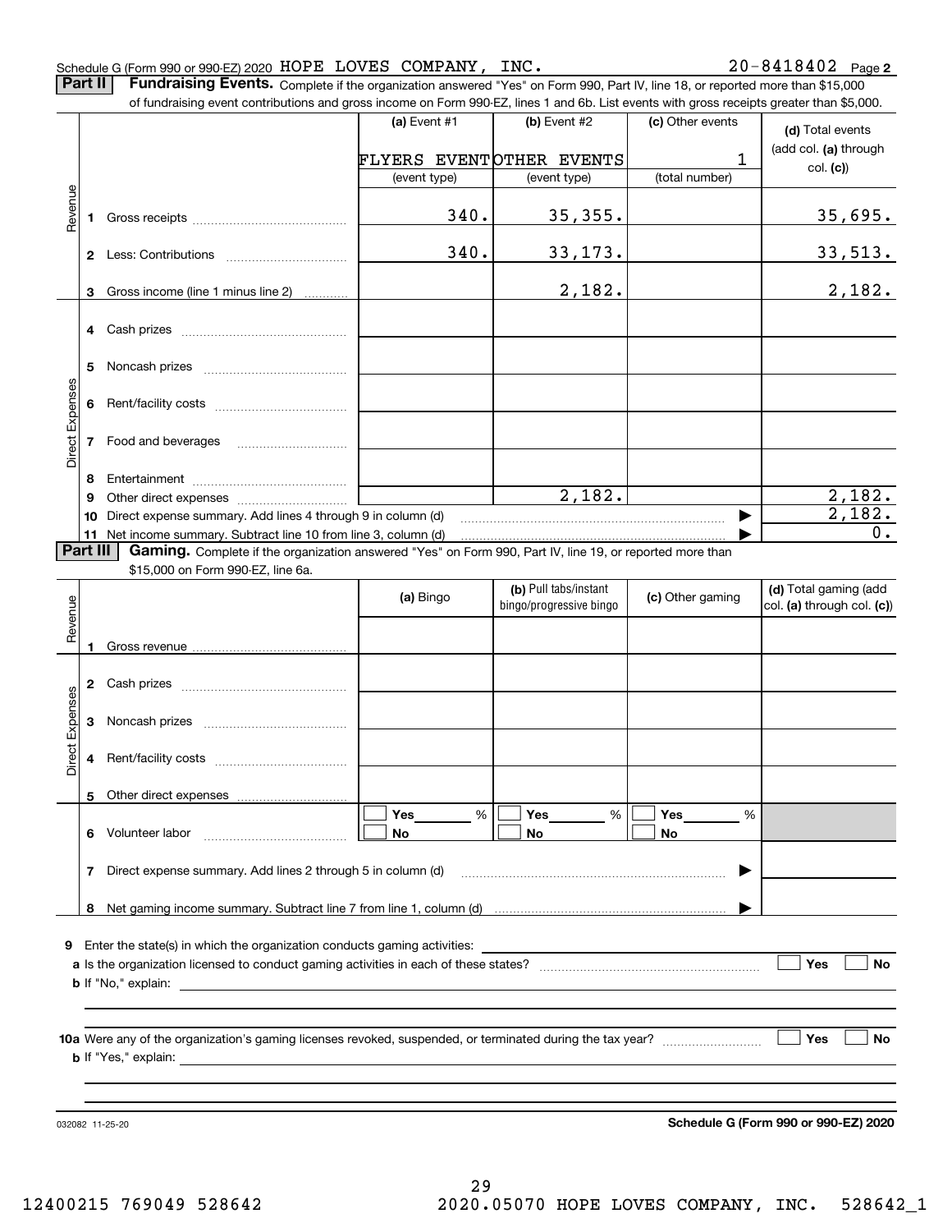Schedule G (Form 990 or 990-EZ) 2020 HOPE LOVES COMPANY, INC. 20-8418402 Page **2**

**Part II** **Fundraising Events.** Complete if the organization answered "Yes" on Form 990, Part IV, line 18, or reported more than $15,000 of fundraising event contributions and gross income on Form 990-EZ, lines 1 and 6b. List events with gross receipts greater than $5,000.

| | | (a) Event #1 | (b) Event #2 | (c) Other events | (d) Total events (add col. (a) through col. (c)) |
|---|---|---|---|---|---|
| | | FLYERS EVENT | OTHER EVENTS | 1 | |
| | | (event type) | (event type) | (total number) | |
| Revenue | 1 Gross receipts | 340. | 35,355. | | 35,695. |
| | 2 Less: Contributions | 340. | 33,173. | | 33,513. |
| | 3 Gross income (line 1 minus line 2) | | 2,182. | | 2,182. |
| Direct Expenses | 4 Cash prizes | | | | |
| | 5 Noncash prizes | | | | |
| | 6 Rent/facility costs | | | | |
| | 7 Food and beverages | | | | |
| | 8 Entertainment | | | | |
| | 9 Other direct expenses | | 2,182. | | 2,182. |
| | 10 Direct expense summary. Add lines 4 through 9 in column (d) | | | ▶ | 2,182. |
| | 11 Net income summary. Subtract line 10 from line 3, column (d) | | | ▶ | 0. |

**Part III** **Gaming.** Complete if the organization answered "Yes" on Form 990, Part IV, line 19, or reported more than $15,000 on Form 990-EZ, line 6a.

| | | (a) Bingo | (b) Pull tabs/instant bingo/progressive bingo | (c) Other gaming | (d) Total gaming (add col. (a) through col. (c)) |
|---|---|---|---|---|---|
| Revenue | 1 Gross revenue | | | | |
| Direct Expenses | 2 Cash prizes | | | | |
| | 3 Noncash prizes | | | | |
| | 4 Rent/facility costs | | | | |
| | 5 Other direct expenses | | | | |
| | 6 Volunteer labor | ☐ Yes ____ % ☐ No | ☐ Yes ____ % ☐ No | ☐ Yes ____ % ☐ No | |
| | 7 Direct expense summary. Add lines 2 through 5 in column (d) | | | ▶ | |
| | 8 Net gaming income summary. Subtract line 7 from line 1, column (d) | | | ▶ | |

**9** Enter the state(s) in which the organization conducts gaming activities: ____________________

**a** Is the organization licensed to conduct gaming activities in each of these states? ☐ Yes ☐ No

**b** If "No," explain: ____________________

**10a** Were any of the organization's gaming licenses revoked, suspended, or terminated during the tax year? ☐ Yes ☐ No

**b** If "Yes," explain: ____________________

032082 11-25-20 **Schedule G (Form 990 or 990-EZ) 2020**

12400215 769049 528642 2020.05070 HOPE LOVES COMPANY, INC. 528642_1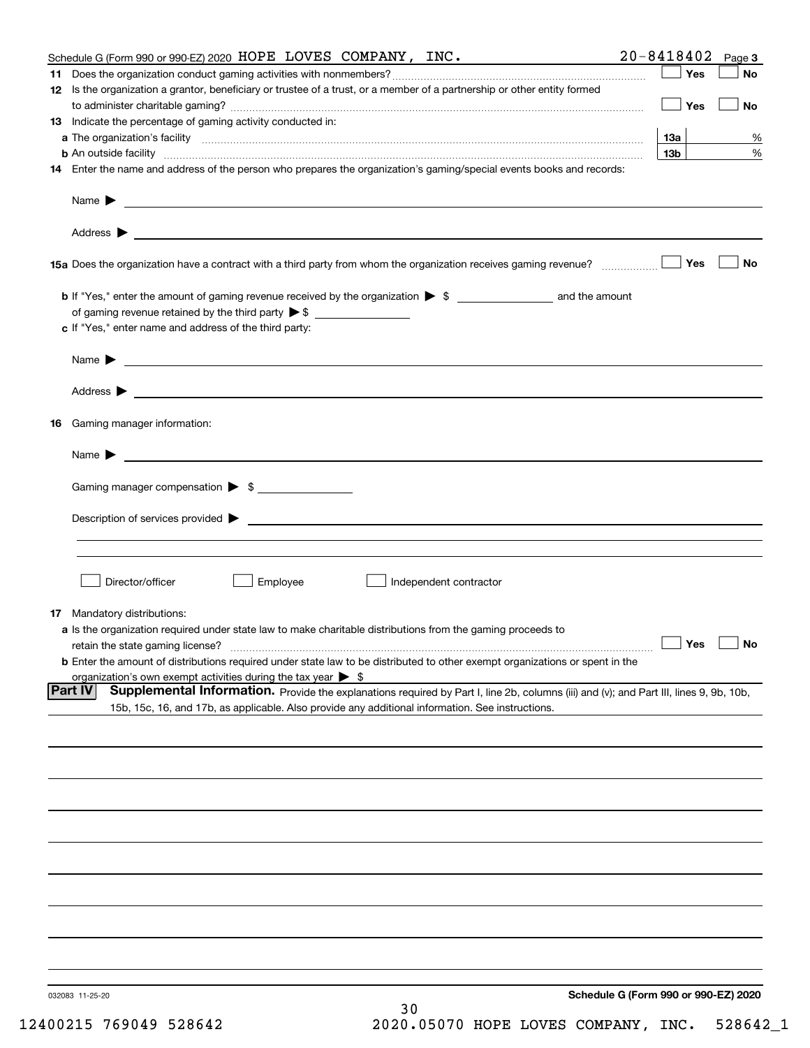Schedule G (Form 990 or 990-EZ) 2020 HOPE LOVES COMPANY, INC. 20-8418402 Page 3

**11** Does the organization conduct gaming activities with nonmembers? ☐ Yes ☐ No

**12** Is the organization a grantor, beneficiary or trustee of a trust, or a member of a partnership or other entity formed to administer charitable gaming? ☐ Yes ☐ No

**13** Indicate the percentage of gaming activity conducted in:

**a** The organization's facility **13a** %

**b** An outside facility **13b** %

**14** Enter the name and address of the person who prepares the organization's gaming/special events books and records:

Name ▶

Address ▶

**15a** Does the organization have a contract with a third party from whom the organization receives gaming revenue? ☐ Yes ☐ No

**b** If "Yes," enter the amount of gaming revenue received by the organization ▶ $ ________ and the amount of gaming revenue retained by the third party ▶ $ ________

**c** If "Yes," enter name and address of the third party:

Name ▶

Address ▶

**16** Gaming manager information:

Name ▶

Gaming manager compensation ▶ $

Description of services provided ▶

☐ Director/officer ☐ Employee ☐ Independent contractor

**17** Mandatory distributions:

**a** Is the organization required under state law to make charitable distributions from the gaming proceeds to retain the state gaming license? ☐ Yes ☐ No

**b** Enter the amount of distributions required under state law to be distributed to other exempt organizations or spent in the organization's own exempt activities during the tax year ▶ $

## Part IV Supplemental Information.

Provide the explanations required by Part I, line 2b, columns (iii) and (v); and Part III, lines 9, 9b, 10b, 15b, 15c, 16, and 17b, as applicable. Also provide any additional information. See instructions.

032083 11-25-20 **Schedule G (Form 990 or 990-EZ) 2020**

12400215 769049 528642 2020.05070 HOPE LOVES COMPANY, INC. 528642_1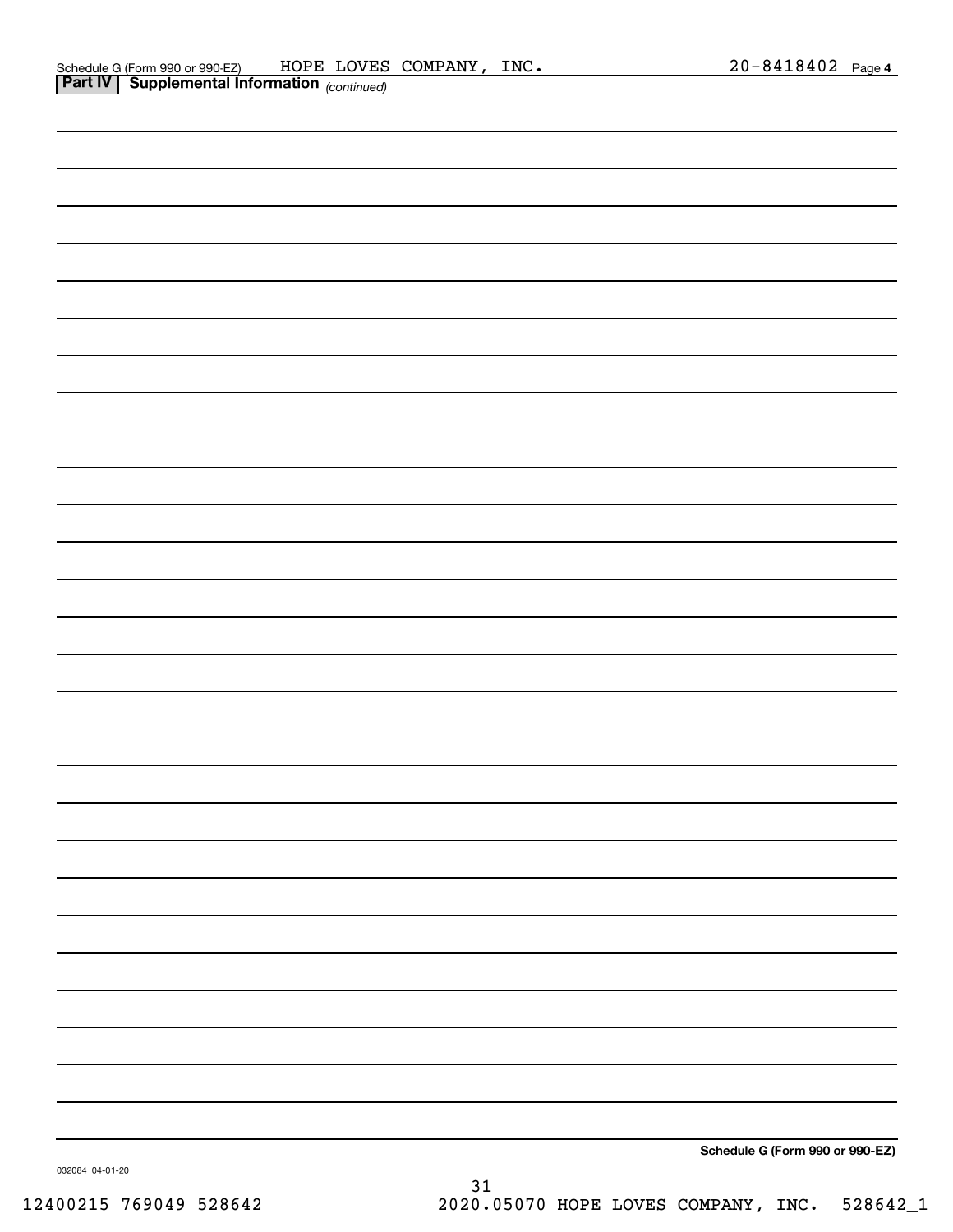Schedule G (Form 990 or 990-EZ) HOPE LOVES COMPANY, INC. 20-8418402 Page 4

**Part IV | Supplemental Information** *(continued)*

**Schedule G (Form 990 or 990-EZ)**

032084 04-01-20

12400215 769049 528642 2020.05070 HOPE LOVES COMPANY, INC. 528642_1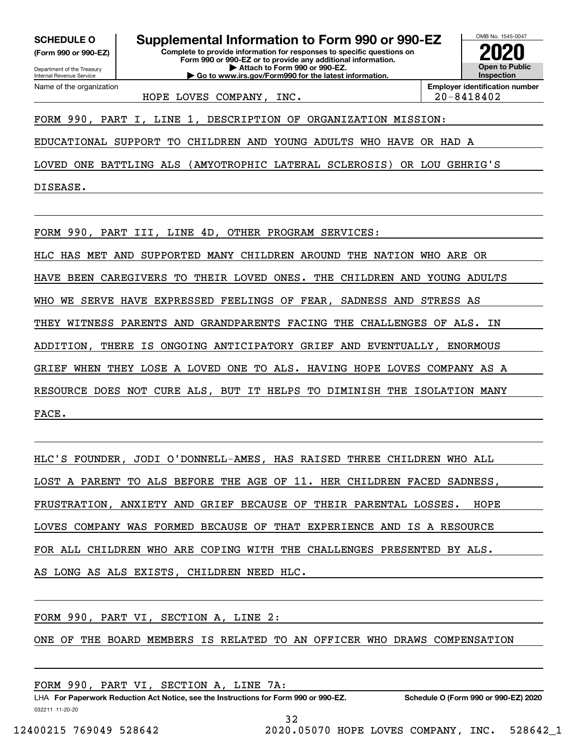**SCHEDULE O** (Form 990 or 990-EZ)

Department of the Treasury
Internal Revenue Service

# Supplemental Information to Form 990 or 990-EZ

**Complete to provide information for responses to specific questions on Form 990 or 990-EZ or to provide any additional information.**
**▶ Attach to Form 990 or 990-EZ.**
**▶ Go to www.irs.gov/Form990 for the latest information.**

OMB No. 1545-0047

**2020**

**Open to Public Inspection**

Name of the organization: HOPE LOVES COMPANY, INC.

**Employer identification number** 20-8418402

FORM 990, PART I, LINE 1, DESCRIPTION OF ORGANIZATION MISSION:

EDUCATIONAL SUPPORT TO CHILDREN AND YOUNG ADULTS WHO HAVE OR HAD A LOVED ONE BATTLING ALS (AMYOTROPHIC LATERAL SCLEROSIS) OR LOU GEHRIG'S DISEASE.

FORM 990, PART III, LINE 4D, OTHER PROGRAM SERVICES:

HLC HAS MET AND SUPPORTED MANY CHILDREN AROUND THE NATION WHO ARE OR HAVE BEEN CAREGIVERS TO THEIR LOVED ONES. THE CHILDREN AND YOUNG ADULTS WHO WE SERVE HAVE EXPRESSED FEELINGS OF FEAR, SADNESS AND STRESS AS THEY WITNESS PARENTS AND GRANDPARENTS FACING THE CHALLENGES OF ALS. IN ADDITION, THERE IS ONGOING ANTICIPATORY GRIEF AND EVENTUALLY, ENORMOUS GRIEF WHEN THEY LOSE A LOVED ONE TO ALS. HAVING HOPE LOVES COMPANY AS A RESOURCE DOES NOT CURE ALS, BUT IT HELPS TO DIMINISH THE ISOLATION MANY FACE.

HLC'S FOUNDER, JODI O'DONNELL-AMES, HAS RAISED THREE CHILDREN WHO ALL LOST A PARENT TO ALS BEFORE THE AGE OF 11. HER CHILDREN FACED SADNESS, FRUSTRATION, ANXIETY AND GRIEF BECAUSE OF THEIR PARENTAL LOSSES. HOPE LOVES COMPANY WAS FORMED BECAUSE OF THAT EXPERIENCE AND IS A RESOURCE FOR ALL CHILDREN WHO ARE COPING WITH THE CHALLENGES PRESENTED BY ALS. AS LONG AS ALS EXISTS, CHILDREN NEED HLC.

FORM 990, PART VI, SECTION A, LINE 2:

ONE OF THE BOARD MEMBERS IS RELATED TO AN OFFICER WHO DRAWS COMPENSATION

FORM 990, PART VI, SECTION A, LINE 7A:

LHA **For Paperwork Reduction Act Notice, see the Instructions for Form 990 or 990-EZ.** **Schedule O (Form 990 or 990-EZ) 2020**

032211 11-20-20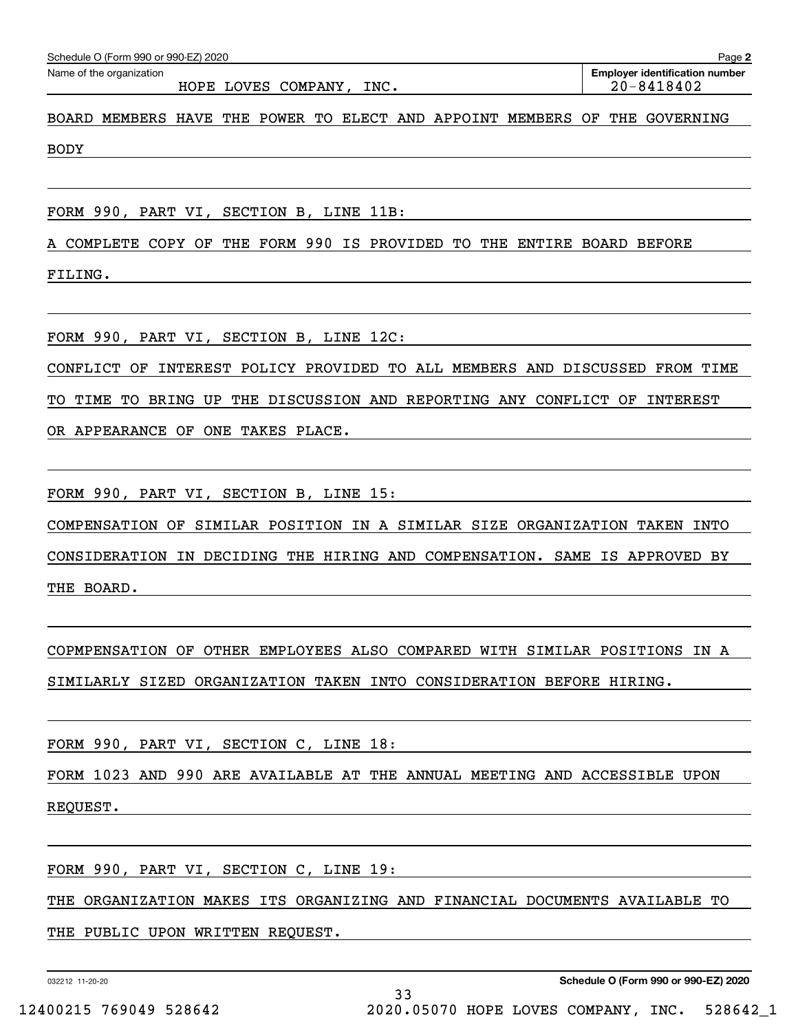Name of the organization: HOPE LOVES COMPANY, INC.

**Employer identification number** 20-8418402

BOARD MEMBERS HAVE THE POWER TO ELECT AND APPOINT MEMBERS OF THE GOVERNING BODY

FORM 990, PART VI, SECTION B, LINE 11B:

A COMPLETE COPY OF THE FORM 990 IS PROVIDED TO THE ENTIRE BOARD BEFORE FILING.

FORM 990, PART VI, SECTION B, LINE 12C:

CONFLICT OF INTEREST POLICY PROVIDED TO ALL MEMBERS AND DISCUSSED FROM TIME TO TIME TO BRING UP THE DISCUSSION AND REPORTING ANY CONFLICT OF INTEREST OR APPEARANCE OF ONE TAKES PLACE.

FORM 990, PART VI, SECTION B, LINE 15:

COMPENSATION OF SIMILAR POSITION IN A SIMILAR SIZE ORGANIZATION TAKEN INTO CONSIDERATION IN DECIDING THE HIRING AND COMPENSATION. SAME IS APPROVED BY THE BOARD.

COPMPENSATION OF OTHER EMPLOYEES ALSO COMPARED WITH SIMILAR POSITIONS IN A SIMILARLY SIZED ORGANIZATION TAKEN INTO CONSIDERATION BEFORE HIRING.

FORM 990, PART VI, SECTION C, LINE 18:

FORM 1023 AND 990 ARE AVAILABLE AT THE ANNUAL MEETING AND ACCESSIBLE UPON REQUEST.

FORM 990, PART VI, SECTION C, LINE 19:

THE ORGANIZATION MAKES ITS ORGANIZING AND FINANCIAL DOCUMENTS AVAILABLE TO THE PUBLIC UPON WRITTEN REQUEST.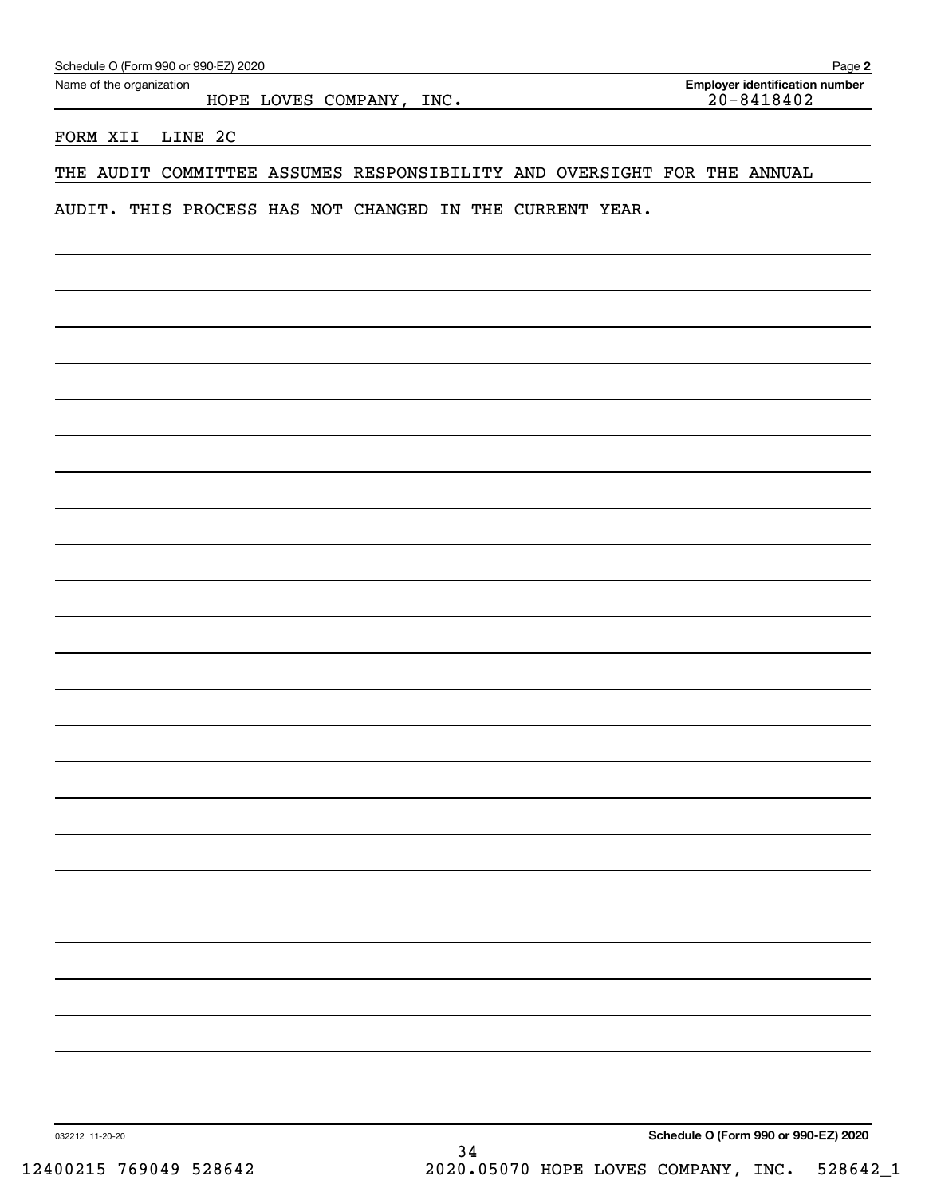Schedule O (Form 990 or 990-EZ) 2020

Name of the organization: HOPE LOVES COMPANY, INC.

Employer identification number: 20-8418402

FORM XII LINE 2C

THE AUDIT COMMITTEE ASSUMES RESPONSIBILITY AND OVERSIGHT FOR THE ANNUAL AUDIT. THIS PROCESS HAS NOT CHANGED IN THE CURRENT YEAR.